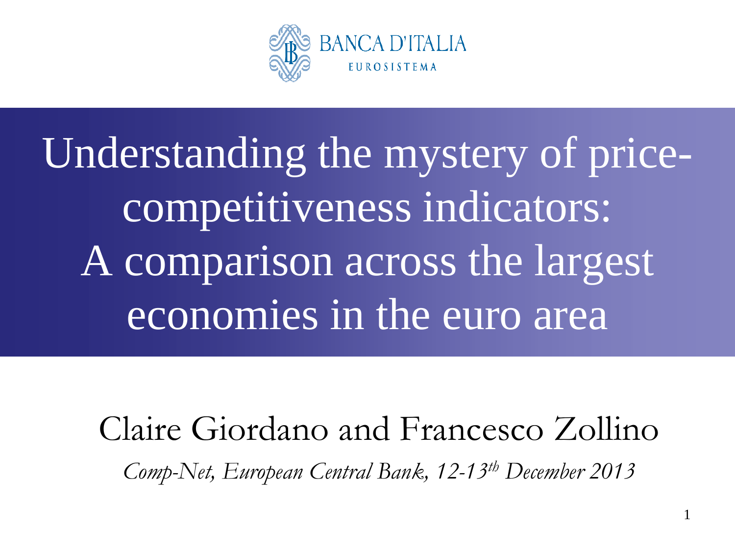BANCA D'ITALIA

EUROSISTEMA

# Understanding the mystery of price-competitiveness indicators: A comparison across the largest economies in the euro area

Claire Giordano and Francesco Zollino

*Comp-Net, European Central Bank, 12-13th December 2013*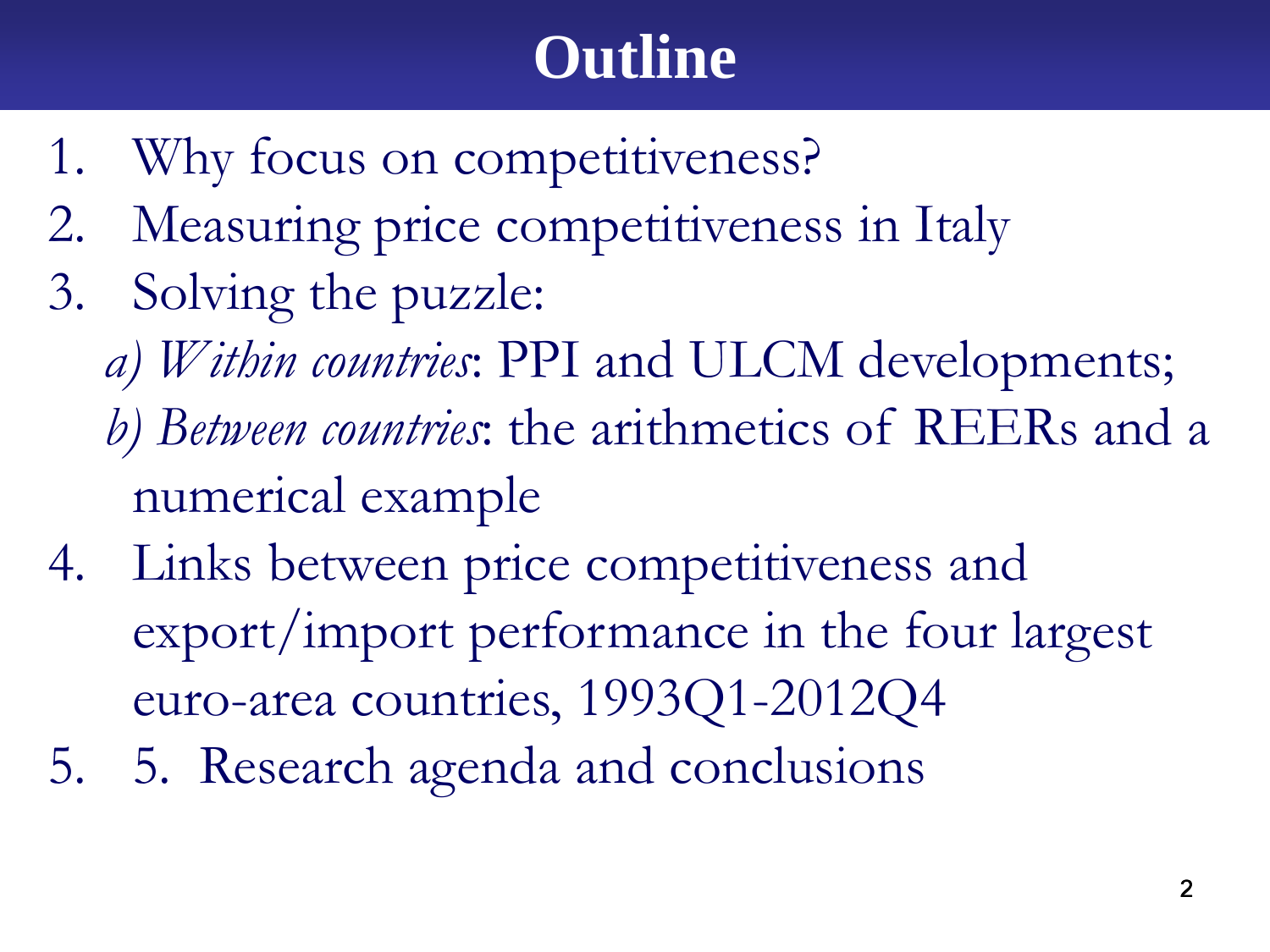# Outline

1. Why focus on competitiveness?
2. Measuring price competitiveness in Italy
3. Solving the puzzle:
   *a) Within countries*: PPI and ULCM developments;
   *b) Between countries*: the arithmetics of REERs and a numerical example
4. Links between price competitiveness and export/import performance in the four largest euro-area countries, 1993Q1-2012Q4
5. 5. Research agenda and conclusions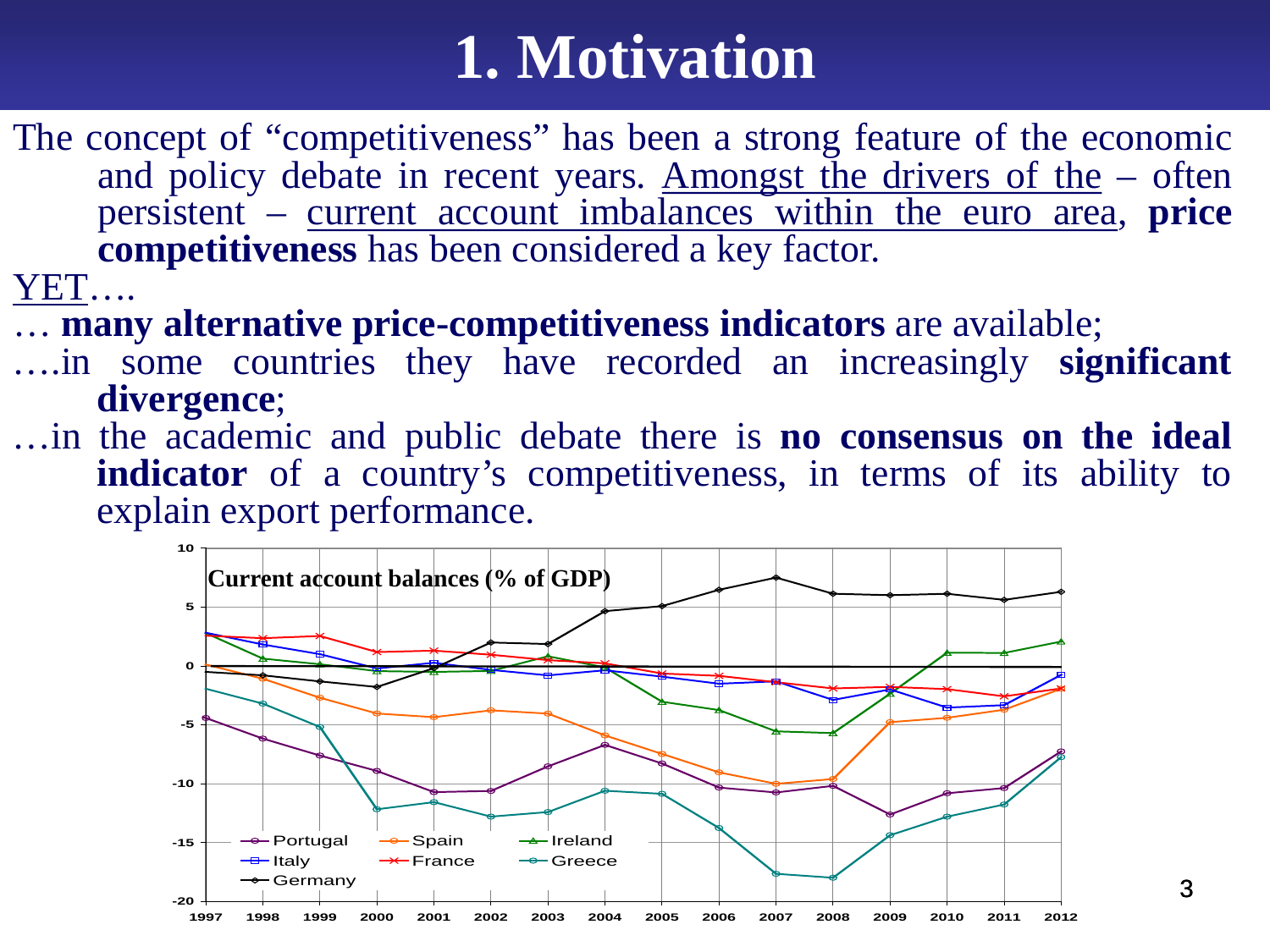# 1. Motivation

The concept of "competitiveness" has been a strong feature of the economic and policy debate in recent years. Amongst the drivers of the – often persistent – current account imbalances within the euro area, **price competitiveness** has been considered a key factor.

YET….

… **many alternative price-competitiveness indicators** are available;

….in some countries they have recorded an increasingly **significant divergence**;

…in the academic and public debate there is **no consensus on the ideal indicator** of a country's competitiveness, in terms of its ability to explain export performance.

**Current account balances (% of GDP)**

Legend: Portugal, Spain, Ireland, Italy, France, Greece, Germany

Years: 1997–2012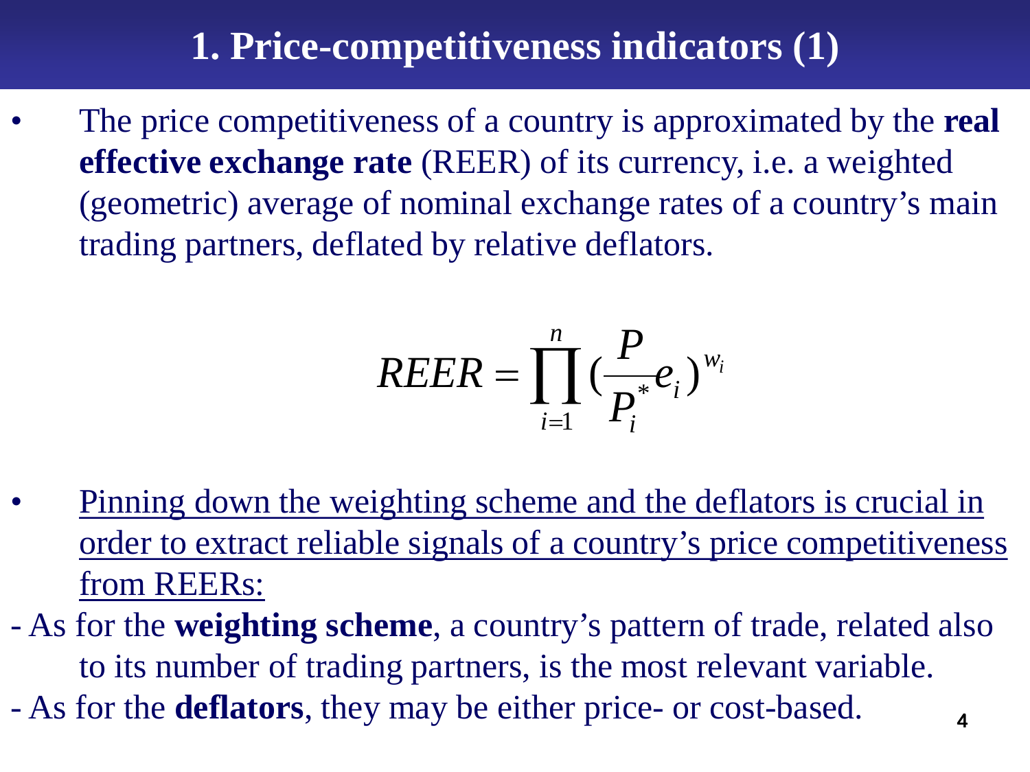# 1. Price-competitiveness indicators (1)

- The price competitiveness of a country is approximated by the **real effective exchange rate** (REER) of its currency, i.e. a weighted (geometric) average of nominal exchange rates of a country's main trading partners, deflated by relative deflators.

$$REER = \prod_{i=1}^{n} \left(\frac{P}{P_i^*} e_i\right)^{w_i}$$

- Pinning down the weighting scheme and the deflators is crucial in order to extract reliable signals of a country's price competitiveness from REERs:

- As for the **weighting scheme**, a country's pattern of trade, related also to its number of trading partners, is the most relevant variable.
- As for the **deflators**, they may be either price- or cost-based.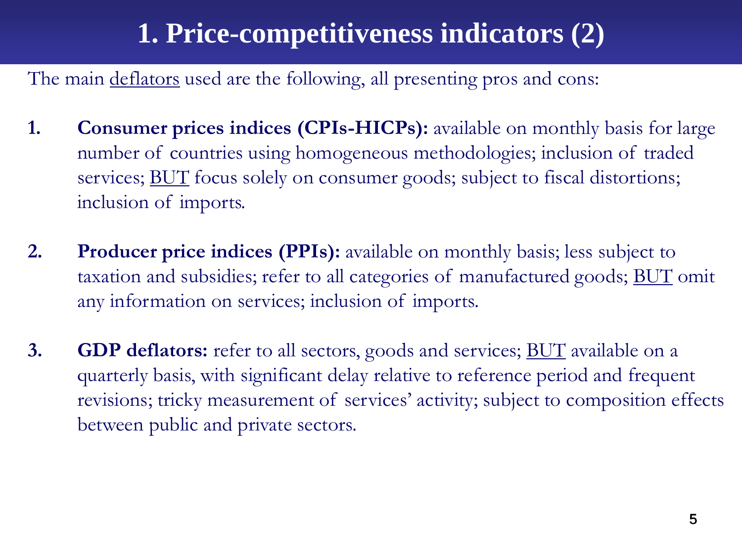# 1. Price-competitiveness indicators (2)

The main deflators used are the following, all presenting pros and cons:

1. **Consumer prices indices (CPIs-HICPs):** available on monthly basis for large number of countries using homogeneous methodologies; inclusion of traded services; BUT focus solely on consumer goods; subject to fiscal distortions; inclusion of imports.

2. **Producer price indices (PPIs):** available on monthly basis; less subject to taxation and subsidies; refer to all categories of manufactured goods; BUT omit any information on services; inclusion of imports.

3. **GDP deflators:** refer to all sectors, goods and services; BUT available on a quarterly basis, with significant delay relative to reference period and frequent revisions; tricky measurement of services' activity; subject to composition effects between public and private sectors.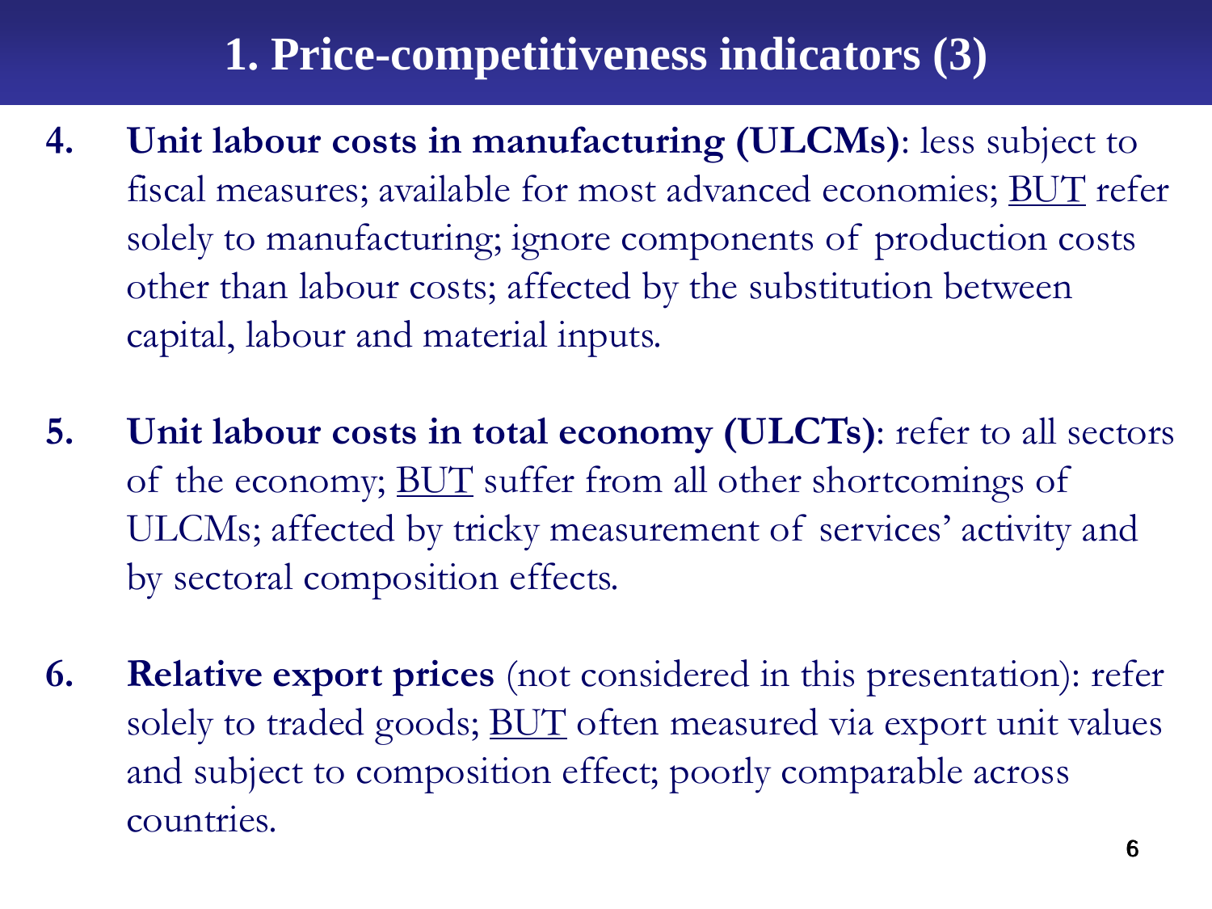# 1. Price-competitiveness indicators (3)

4. **Unit labour costs in manufacturing (ULCMs)**: less subject to fiscal measures; available for most advanced economies; <u>BUT</u> refer solely to manufacturing; ignore components of production costs other than labour costs; affected by the substitution between capital, labour and material inputs.

5. **Unit labour costs in total economy (ULCTs)**: refer to all sectors of the economy; <u>BUT</u> suffer from all other shortcomings of ULCMs; affected by tricky measurement of services' activity and by sectoral composition effects.

6. **Relative export prices** (not considered in this presentation): refer solely to traded goods; <u>BUT</u> often measured via export unit values and subject to composition effect; poorly comparable across countries.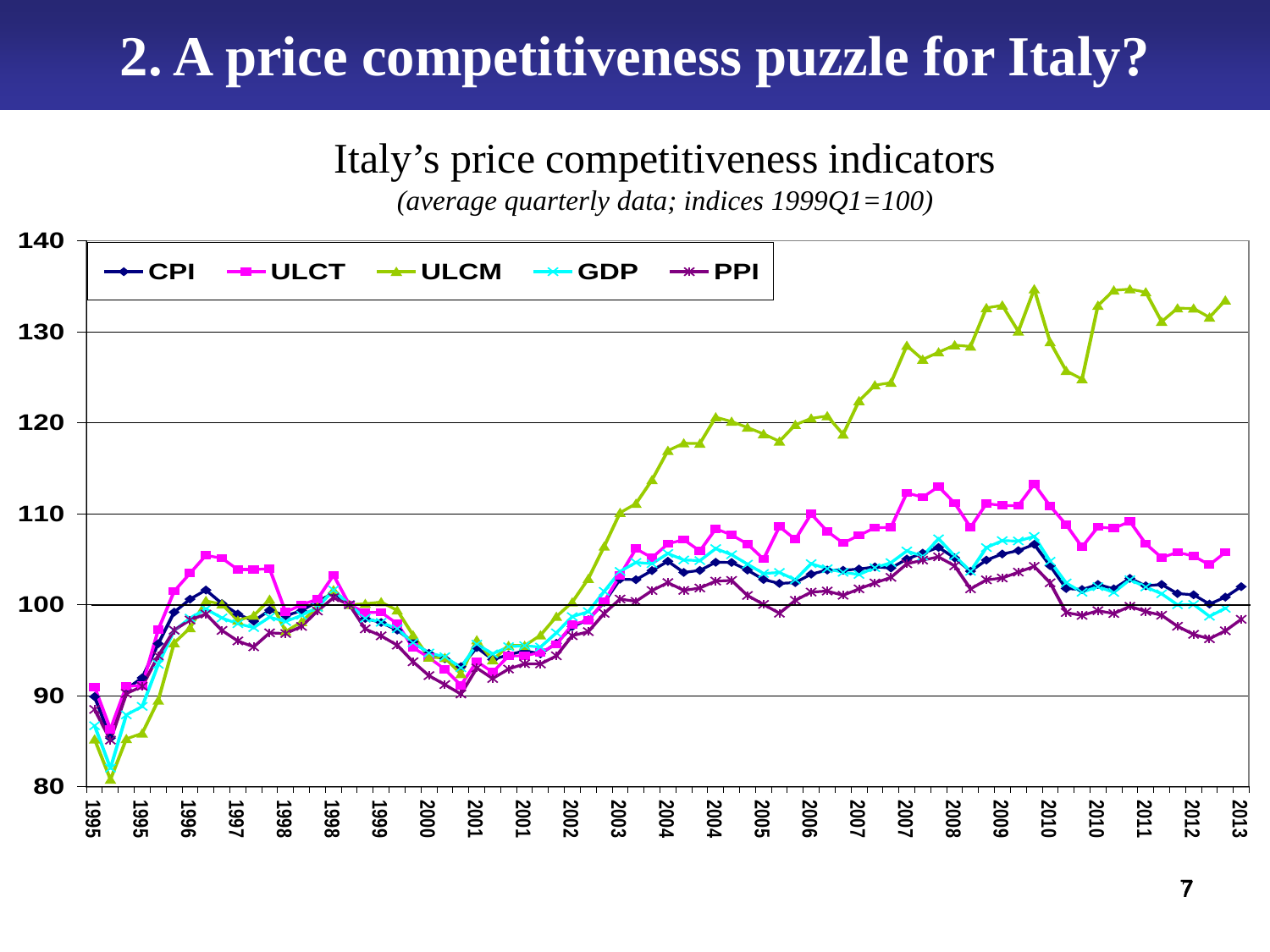# 2. A price competitiveness puzzle for Italy?

Italy's price competitiveness indicators

*(average quarterly data; indices 1999Q1=100)*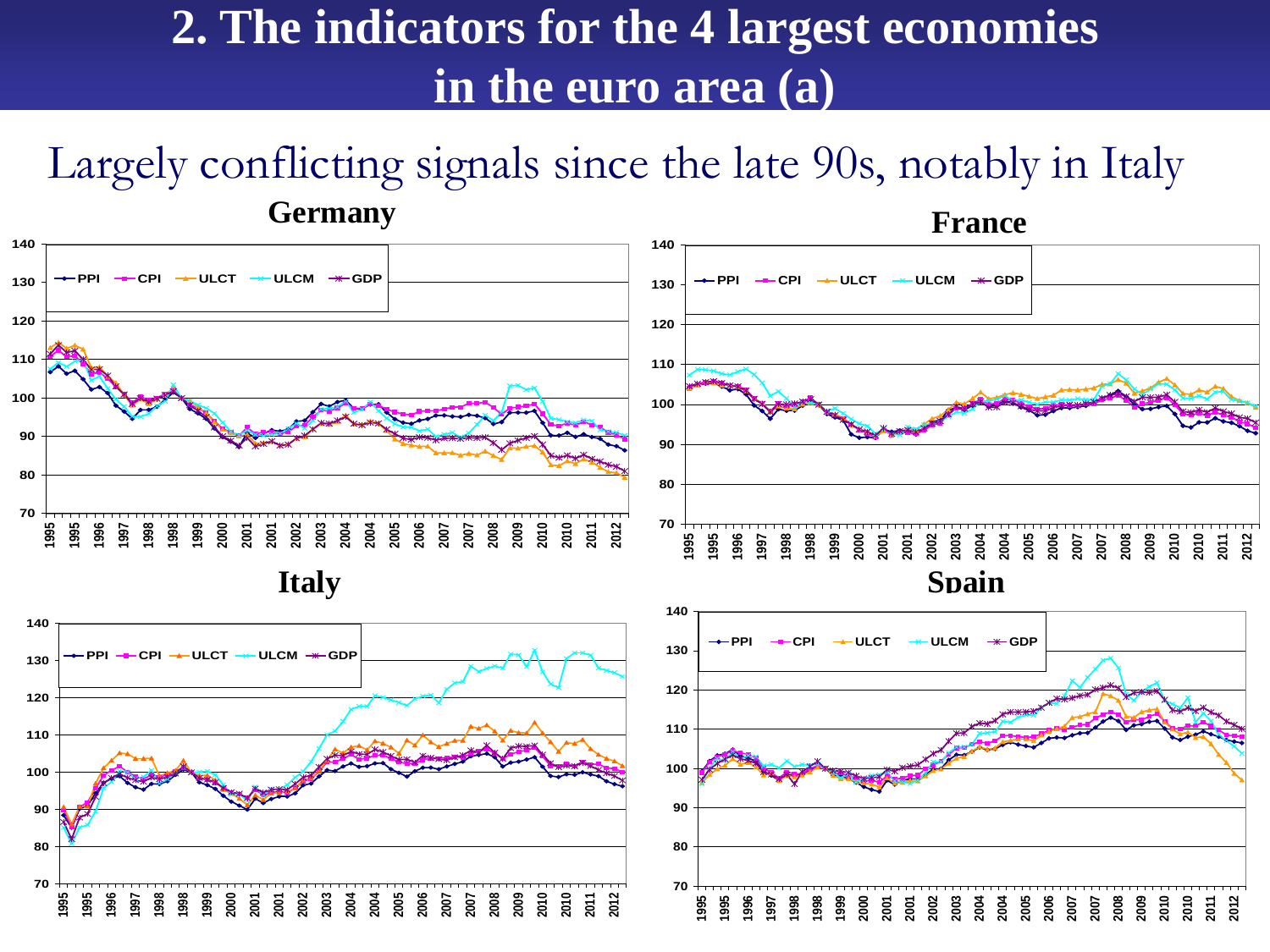# 2. The indicators for the 4 largest economies in the euro area (a)

Largely conflicting signals since the late 90s, notably in Italy

**Germany**

**France**

**Italy**

**Spain**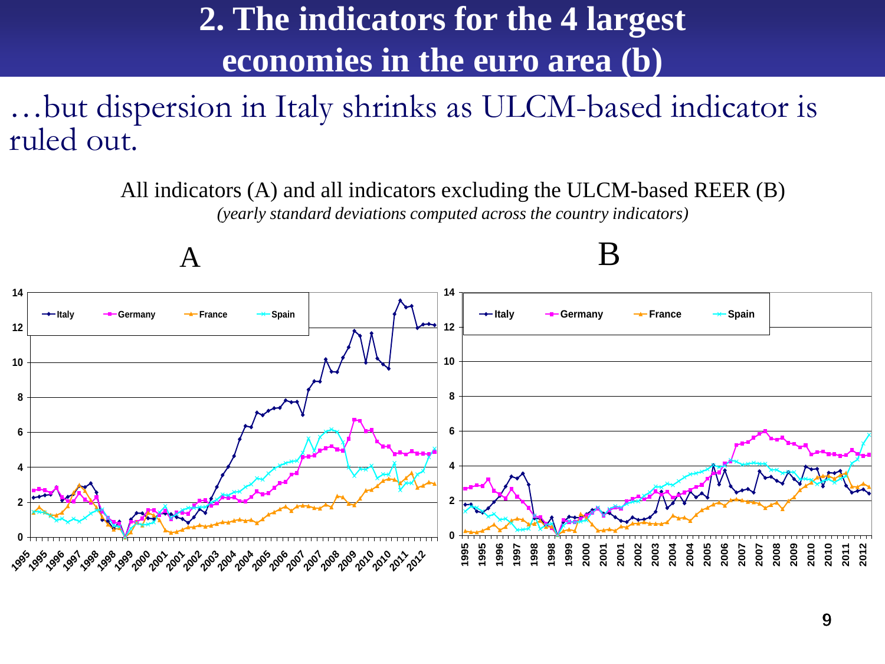# 2. The indicators for the 4 largest economies in the euro area (b)

…but dispersion in Italy shrinks as ULCM-based indicator is ruled out.

All indicators (A) and all indicators excluding the ULCM-based REER (B)

*(yearly standard deviations computed across the country indicators)*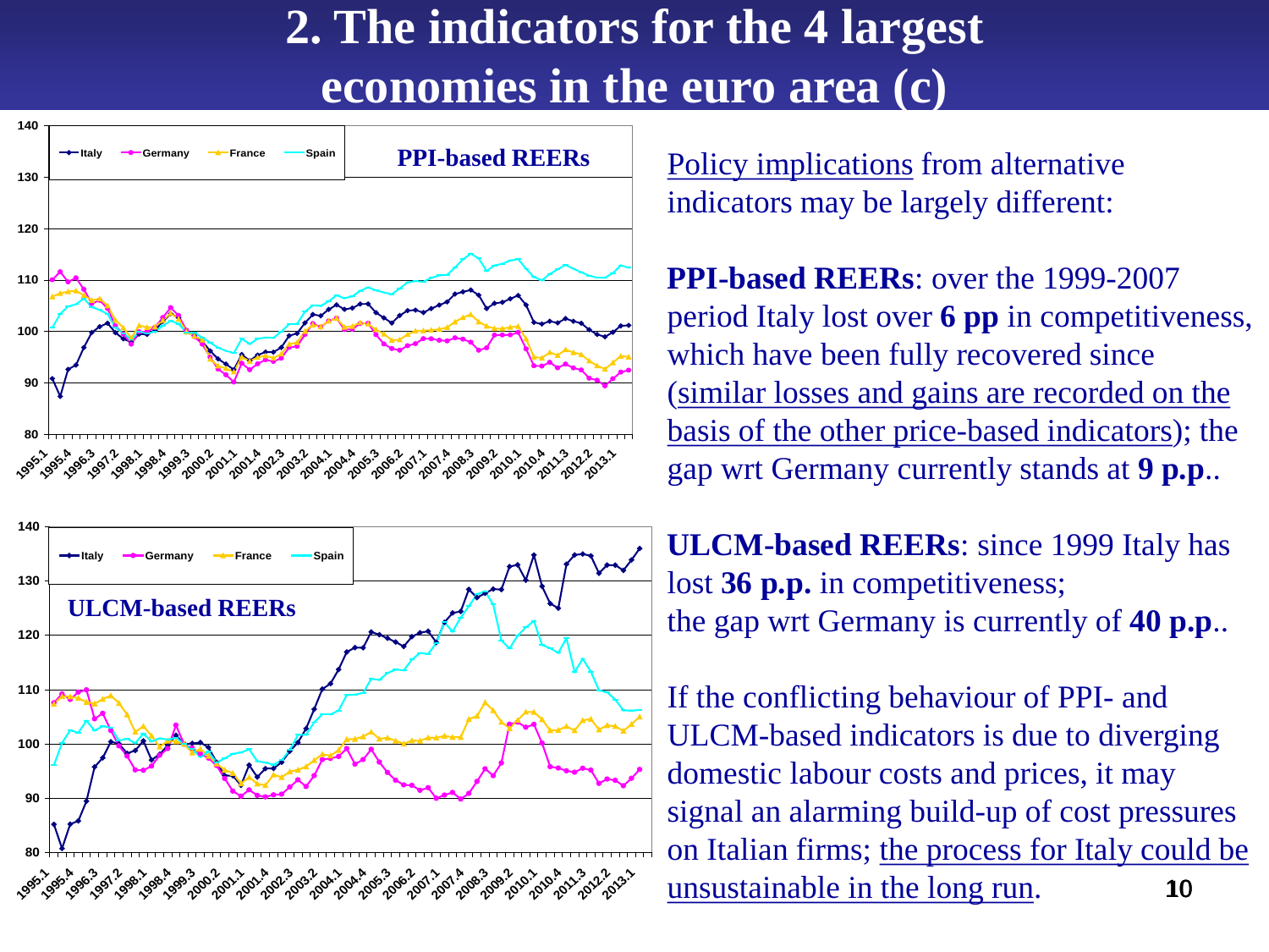# 2. The indicators for the 4 largest economies in the euro area (c)

<u>Policy implications</u> from alternative indicators may be largely different:

**PPI-based REERs**: over the 1999-2007 period Italy lost over **6 pp** in competitiveness, which have been fully recovered since (<u>similar losses and gains are recorded on the basis of the other price-based indicators</u>); the gap wrt Germany currently stands at **9 p.p**..

**ULCM-based REERs**: since 1999 Italy has lost **36 p.p.** in competitiveness; the gap wrt Germany is currently of **40 p.p**..

If the conflicting behaviour of PPI- and ULCM-based indicators is due to diverging domestic labour costs and prices, it may signal an alarming build-up of cost pressures on Italian firms; <u>the process for Italy could be unsustainable in the long run</u>.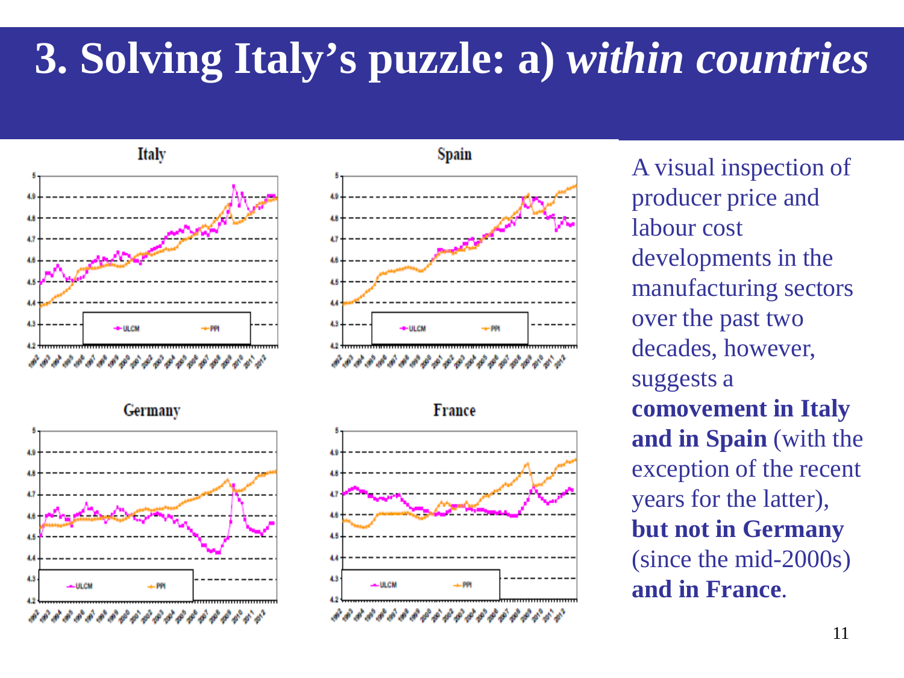# 3. Solving Italy's puzzle: a) *within countries*

A visual inspection of producer price and labour cost developments in the manufacturing sectors over the past two decades, however, suggests a **comovement in Italy and in Spain** (with the exception of the recent years for the latter), **but not in Germany** (since the mid-2000s) **and in France**.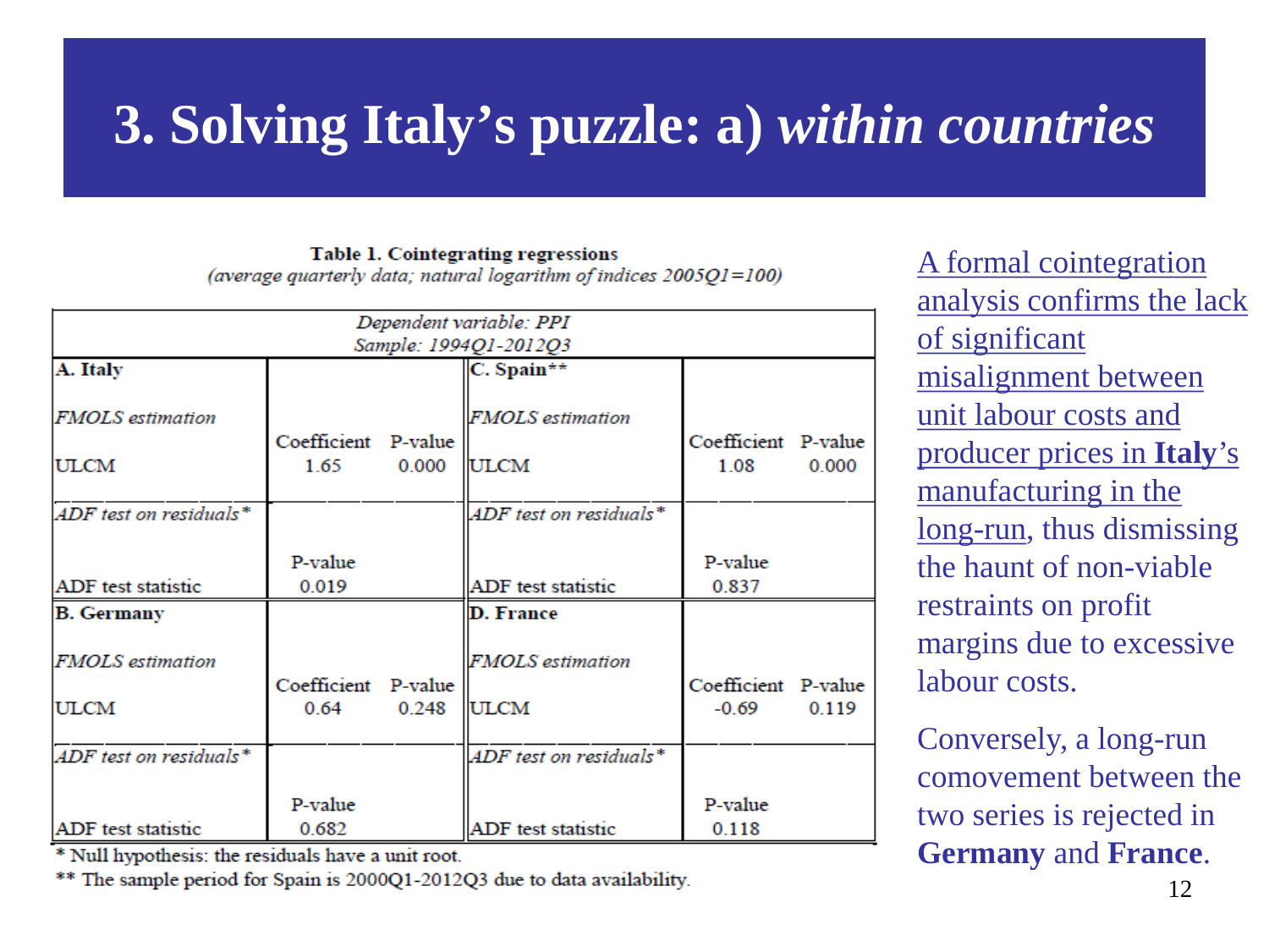# 3. Solving Italy's puzzle: a) *within countries*

**Table 1. Cointegrating regressions**
*(average quarterly data; natural logarithm of indices 2005Q1=100)*

| *Dependent variable: PPI* *Sample: 1994Q1-2012Q3* | | | | | |
|---|---|---|---|---|---|
| **A. Italy** | | | **C. Spain**** | | |
| *FMOLS estimation* | Coefficient | P-value | *FMOLS estimation* | Coefficient | P-value |
| ULCM | 1.65 | 0.000 | ULCM | 1.08 | 0.000 |
| *ADF test on residuals** | P-value | | *ADF test on residuals** | P-value | |
| ADF test statistic | 0.019 | | ADF test statistic | 0.837 | |
| **B. Germany** | | | **D. France** | | |
| *FMOLS estimation* | Coefficient | P-value | *FMOLS estimation* | Coefficient | P-value |
| ULCM | 0.64 | 0.248 | ULCM | -0.69 | 0.119 |
| *ADF test on residuals** | P-value | | *ADF test on residuals** | P-value | |
| ADF test statistic | 0.682 | | ADF test statistic | 0.118 | |

* Null hypothesis: the residuals have a unit root.

** The sample period for Spain is 2000Q1-2012Q3 due to data availability.

A formal cointegration analysis confirms the lack of significant misalignment between unit labour costs and producer prices in **Italy**'s manufacturing in the long-run, thus dismissing the haunt of non-viable restraints on profit margins due to excessive labour costs.

Conversely, a long-run comovement between the two series is rejected in **Germany** and **France**.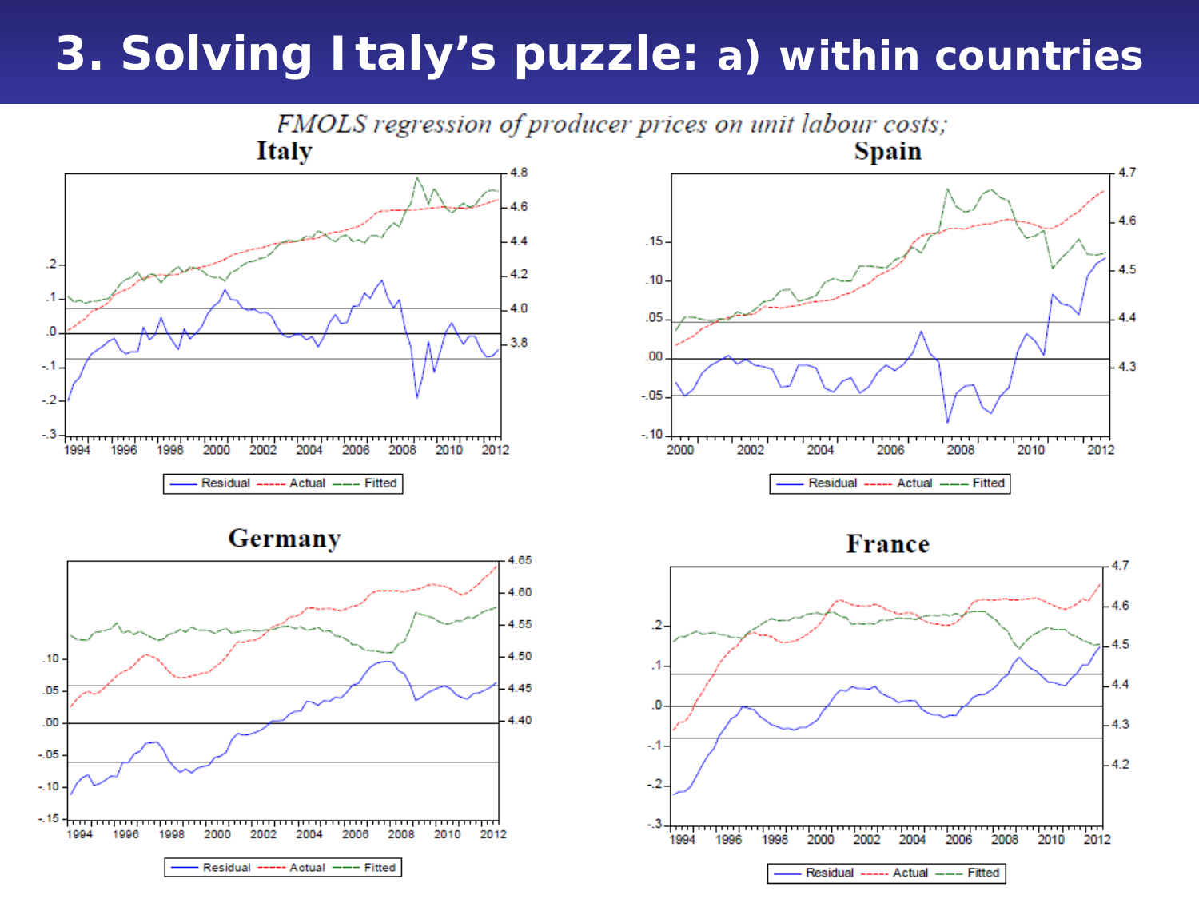# 3. Solving Italy's puzzle: a) within countries

*FMOLS regression of producer prices on unit labour costs;*

**Italy**

**Spain**

**Germany**

**France**

Residual ---- Actual ---- Fitted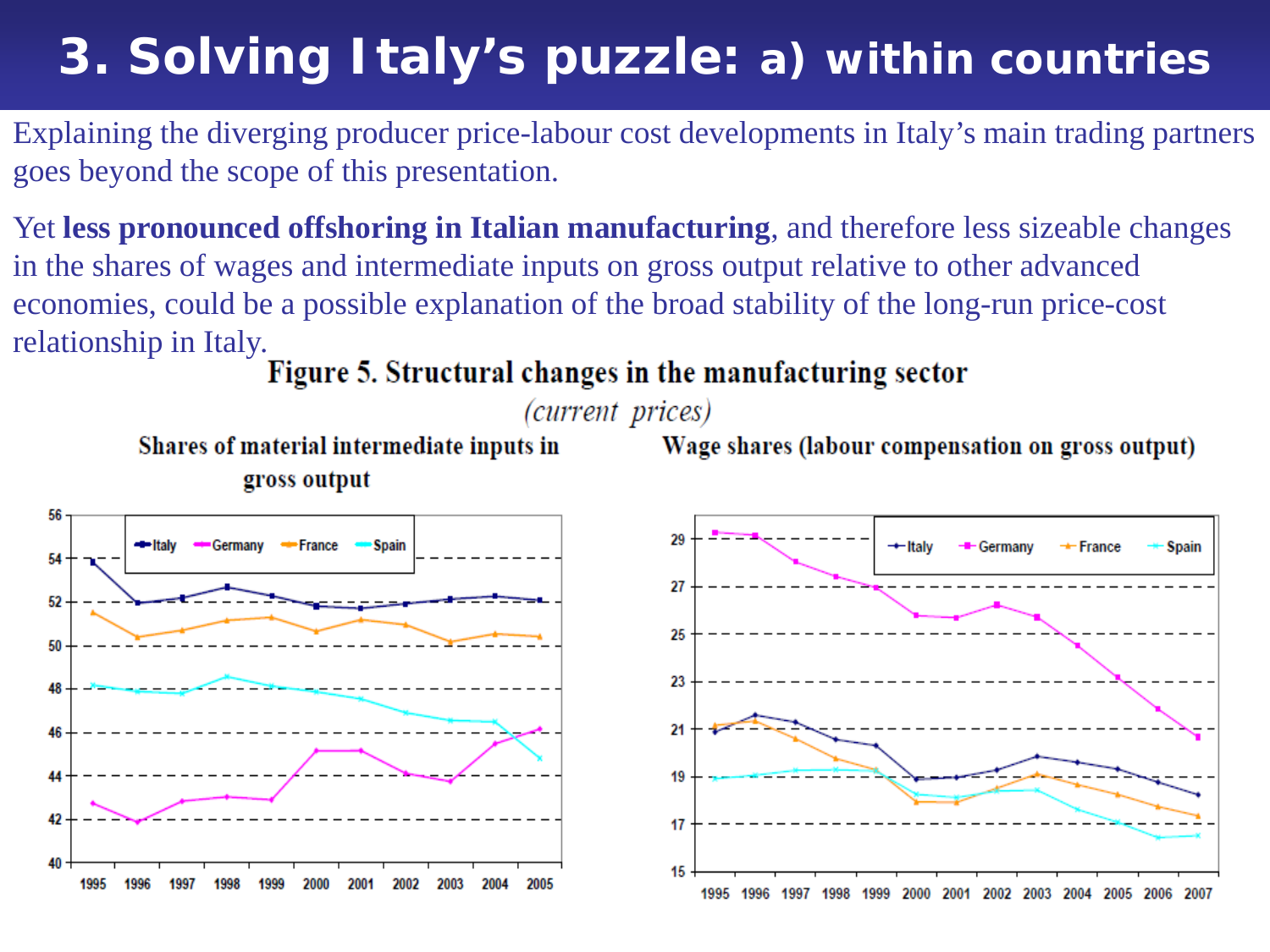# 3. Solving Italy's puzzle: a) within countries

Explaining the diverging producer price-labour cost developments in Italy's main trading partners goes beyond the scope of this presentation.

Yet **less pronounced offshoring in Italian manufacturing**, and therefore less sizeable changes in the shares of wages and intermediate inputs on gross output relative to other advanced economies, could be a possible explanation of the broad stability of the long-run price-cost relationship in Italy.

**Figure 5. Structural changes in the manufacturing sector**

*(current prices)*

**Shares of material intermediate inputs in gross output**

**Wage shares (labour compensation on gross output)**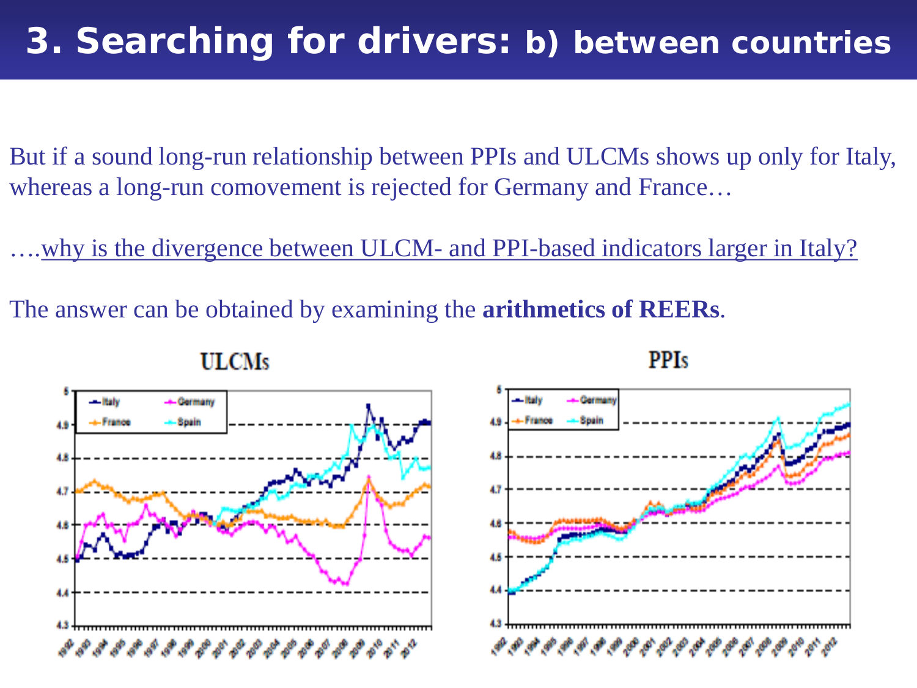# 3. Searching for drivers: b) between countries

But if a sound long-run relationship between PPIs and ULCMs shows up only for Italy, whereas a long-run comovement is rejected for Germany and France…

….<u>why is the divergence between ULCM- and PPI-based indicators larger in Italy?</u>

The answer can be obtained by examining the **arithmetics of REERs**.

**ULCMs**

**PPIs**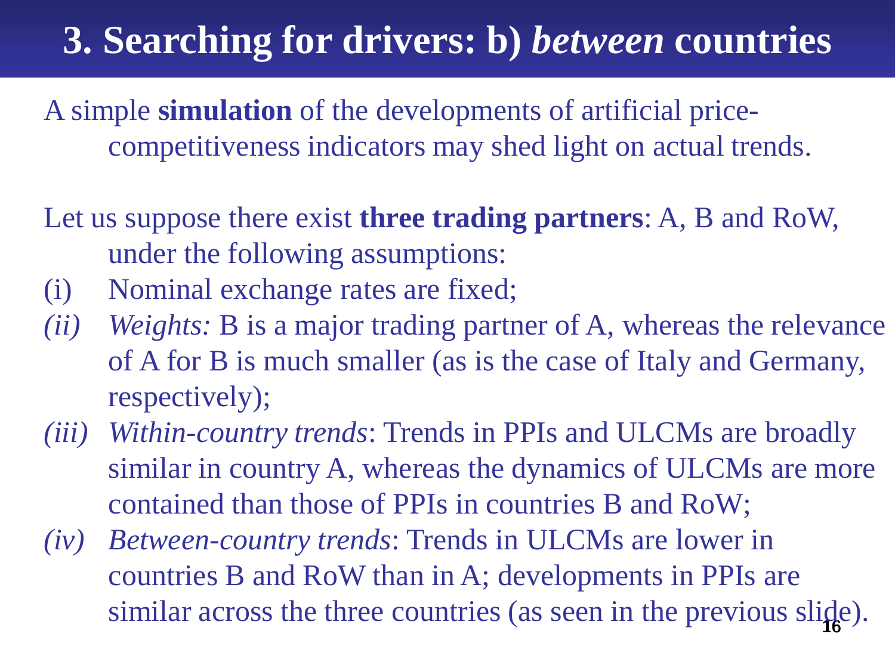# 3. Searching for drivers: b) *between* countries

A simple **simulation** of the developments of artificial price-competitiveness indicators may shed light on actual trends.

Let us suppose there exist **three trading partners**: A, B and RoW, under the following assumptions:

(i) Nominal exchange rates are fixed;

*(ii)* *Weights:* B is a major trading partner of A, whereas the relevance of A for B is much smaller (as is the case of Italy and Germany, respectively);

*(iii)* *Within-country trends*: Trends in PPIs and ULCMs are broadly similar in country A, whereas the dynamics of ULCMs are more contained than those of PPIs in countries B and RoW;

*(iv)* *Between-country trends*: Trends in ULCMs are lower in countries B and RoW than in A; developments in PPIs are similar across the three countries (as seen in the previous slide).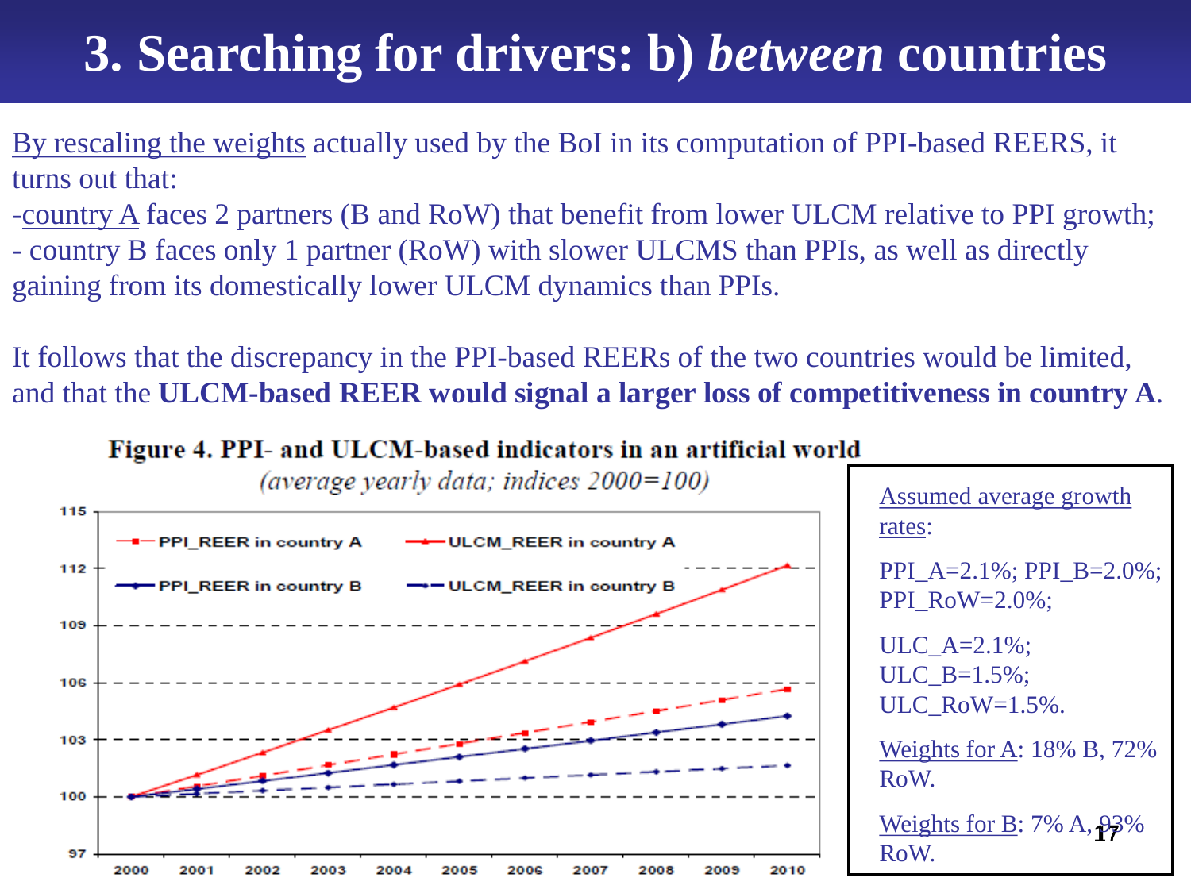# 3. Searching for drivers: b) *between* countries

By rescaling the weights actually used by the BoI in its computation of PPI-based REERS, it turns out that:

- country A faces 2 partners (B and RoW) that benefit from lower ULCM relative to PPI growth;
- country B faces only 1 partner (RoW) with slower ULCMS than PPIs, as well as directly gaining from its domestically lower ULCM dynamics than PPIs.

It follows that the discrepancy in the PPI-based REERs of the two countries would be limited, and that the **ULCM-based REER would signal a larger loss of competitiveness in country A**.

**Figure 4. PPI- and ULCM-based indicators in an artificial world**

*(average yearly data; indices 2000=100)*

Assumed average growth rates:

PPI_A=2.1%; PPI_B=2.0%; PPI_RoW=2.0%;

ULC_A=2.1%;
ULC_B=1.5%;
ULC_RoW=1.5%.

Weights for A: 18% B, 72% RoW.

Weights for B: 7% A, 93% RoW.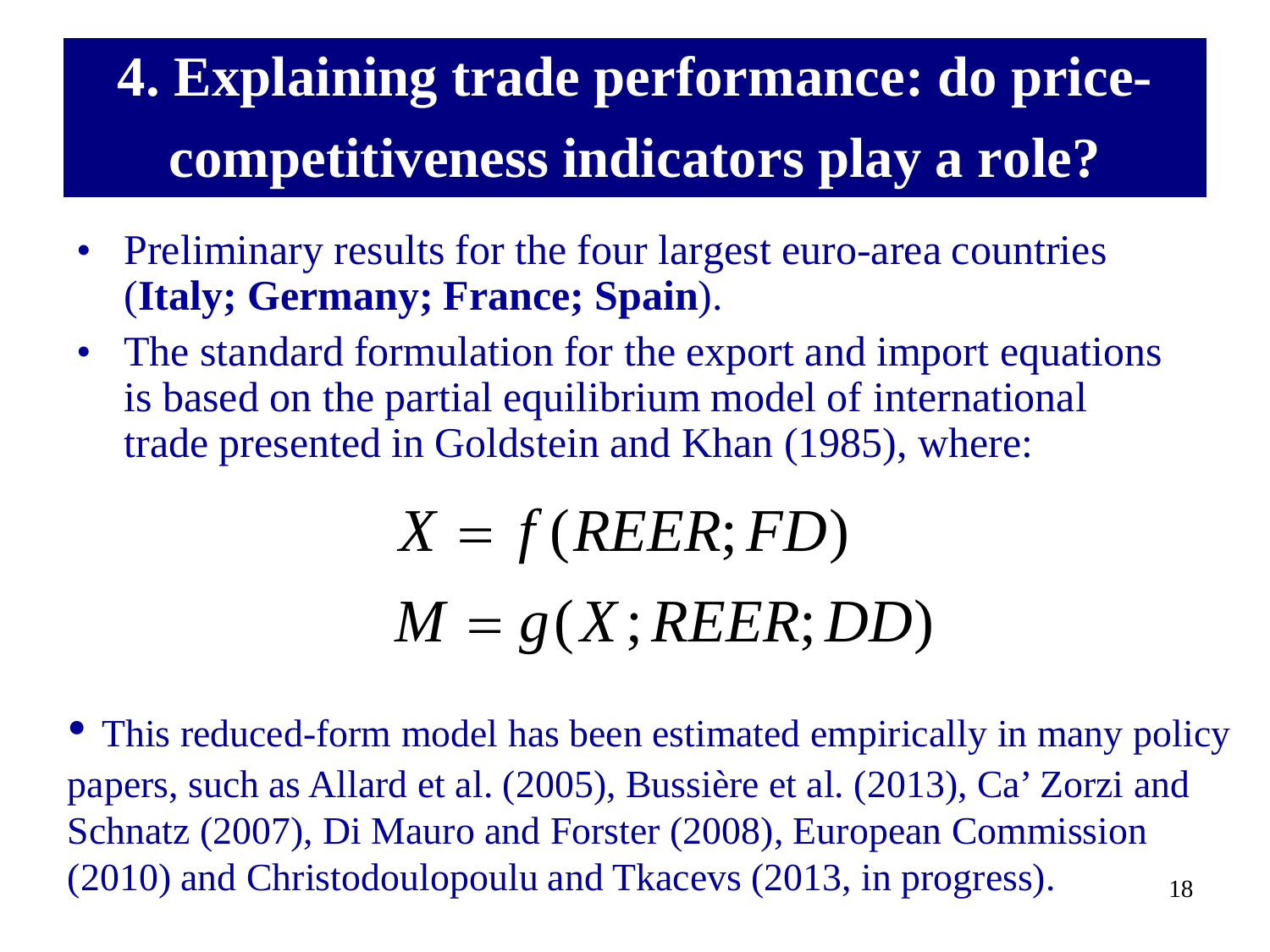# 4. Explaining trade performance: do price-competitiveness indicators play a role?

- Preliminary results for the four largest euro-area countries (**Italy; Germany; France; Spain**).
- The standard formulation for the export and import equations is based on the partial equilibrium model of international trade presented in Goldstein and Khan (1985), where:

$$X = f(REER; FD)$$

$$M = g(X; REER; DD)$$

- This reduced-form model has been estimated empirically in many policy papers, such as Allard et al. (2005), Bussière et al. (2013), Ca' Zorzi and Schnatz (2007), Di Mauro and Forster (2008), European Commission (2010) and Christodoulopoulu and Tkacevs (2013, in progress).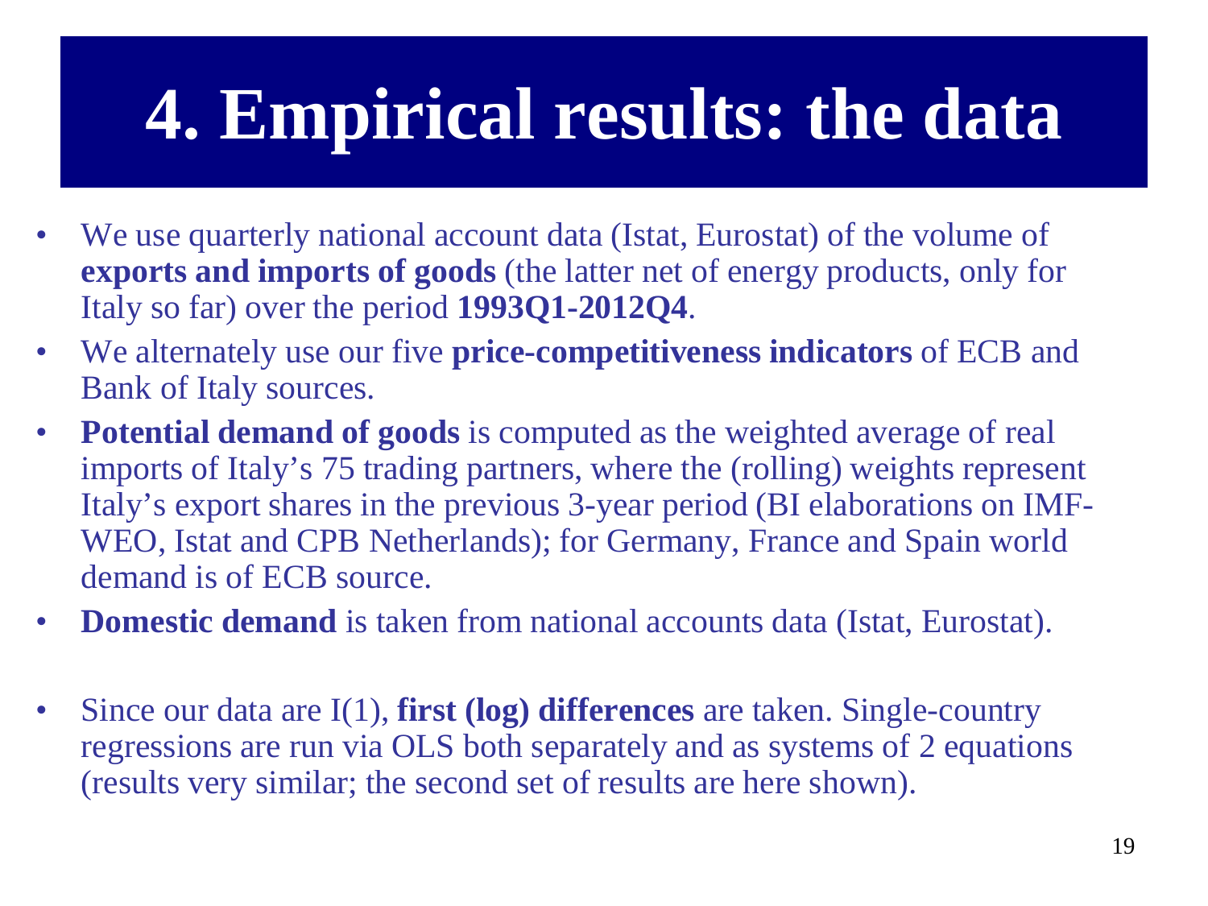# 4. Empirical results: the data

- We use quarterly national account data (Istat, Eurostat) of the volume of **exports and imports of goods** (the latter net of energy products, only for Italy so far) over the period **1993Q1-2012Q4**.
- We alternately use our five **price-competitiveness indicators** of ECB and Bank of Italy sources.
- **Potential demand of goods** is computed as the weighted average of real imports of Italy's 75 trading partners, where the (rolling) weights represent Italy's export shares in the previous 3-year period (BI elaborations on IMF-WEO, Istat and CPB Netherlands); for Germany, France and Spain world demand is of ECB source.
- **Domestic demand** is taken from national accounts data (Istat, Eurostat).
- Since our data are I(1), **first (log) differences** are taken. Single-country regressions are run via OLS both separately and as systems of 2 equations (results very similar; the second set of results are here shown).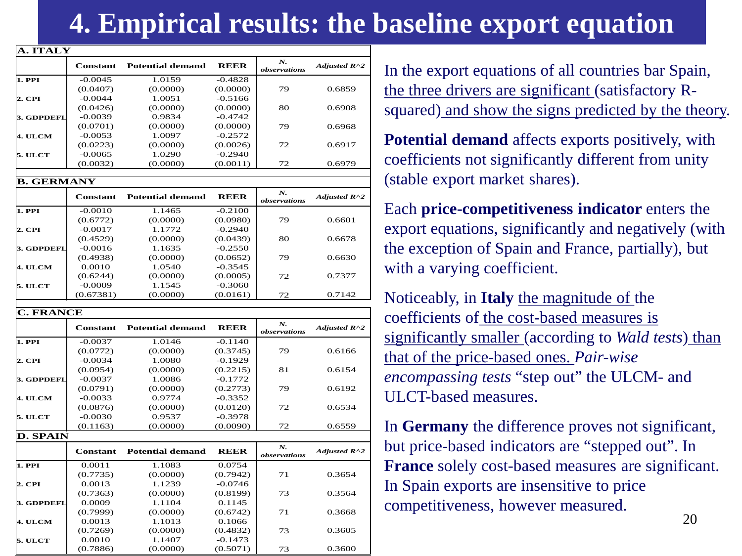# 4. Empirical results: the baseline export equation

| A. ITALY | Constant | Potential demand | REER | N. observations | Adjusted R^2 |
|---|---|---|---|---|---|
| 1. PPI | -0.0045 | 1.0159 | -0.4828 | | |
| | (0.0407) | (0.0000) | (0.0000) | 79 | 0.6859 |
| 2. CPI | -0.0044 | 1.0051 | -0.5166 | | |
| | (0.0426) | (0.0000) | (0.0000) | 80 | 0.6908 |
| 3. GDPDEFL | -0.0039 | 0.9834 | -0.4742 | | |
| | (0.0701) | (0.0000) | (0.0000) | 79 | 0.6968 |
| 4. ULCM | -0.0053 | 1.0097 | -0.2572 | | |
| | (0.0223) | (0.0000) | (0.0026) | 72 | 0.6917 |
| 5. ULCT | -0.0065 | 1.0290 | -0.2940 | | |
| | (0.0032) | (0.0000) | (0.0011) | 72 | 0.6979 |

| B. GERMANY | Constant | Potential demand | REER | N. observations | Adjusted R^2 |
|---|---|---|---|---|---|
| 1. PPI | -0.0010 | 1.1465 | -0.2100 | | |
| | (0.6772) | (0.0000) | (0.0980) | 79 | 0.6601 |
| 2. CPI | -0.0017 | 1.1772 | -0.2940 | | |
| | (0.4529) | (0.0000) | (0.0439) | 80 | 0.6678 |
| 3. GDPDEFL | -0.0016 | 1.1635 | -0.2550 | | |
| | (0.4938) | (0.0000) | (0.0652) | 79 | 0.6630 |
| 4. ULCM | 0.0010 | 1.0540 | -0.3545 | | |
| | (0.6244) | (0.0000) | (0.0005) | 72 | 0.7377 |
| 5. ULCT | -0.0009 | 1.1545 | -0.3060 | | |
| | (0.67381) | (0.0000) | (0.0161) | 72 | 0.7142 |

| C. FRANCE | Constant | Potential demand | REER | N. observations | Adjusted R^2 |
|---|---|---|---|---|---|
| 1. PPI | -0.0037 | 1.0146 | -0.1140 | | |
| | (0.0772) | (0.0000) | (0.3745) | 79 | 0.6166 |
| 2. CPI | -0.0034 | 1.0080 | -0.1929 | | |
| | (0.0954) | (0.0000) | (0.2215) | 81 | 0.6154 |
| 3. GDPDEFL | -0.0037 | 1.0086 | -0.1772 | | |
| | (0.0791) | (0.0000) | (0.2773) | 79 | 0.6192 |
| 4. ULCM | -0.0033 | 0.9774 | -0.3352 | | |
| | (0.0876) | (0.0000) | (0.0120) | 72 | 0.6534 |
| 5. ULCT | -0.0030 | 0.9537 | -0.3978 | | |
| | (0.1163) | (0.0000) | (0.0090) | 72 | 0.6559 |

| D. SPAIN | Constant | Potential demand | REER | N. observations | Adjusted R^2 |
|---|---|---|---|---|---|
| 1. PPI | 0.0011 | 1.1083 | 0.0754 | | |
| | (0.7735) | (0.0000) | (0.7942) | 71 | 0.3654 |
| 2. CPI | 0.0013 | 1.1239 | -0.0746 | | |
| | (0.7363) | (0.0000) | (0.8199) | 73 | 0.3564 |
| 3. GDPDEFL | 0.0009 | 1.1104 | 0.1145 | | |
| | (0.7999) | (0.0000) | (0.6742) | 71 | 0.3668 |
| 4. ULCM | 0.0013 | 1.1013 | 0.1066 | | |
| | (0.7269) | (0.0000) | (0.4832) | 73 | 0.3605 |
| 5. ULCT | 0.0010 | 1.1407 | -0.1473 | | |
| | (0.7886) | (0.0000) | (0.5071) | 73 | 0.3600 |

In the export equations of all countries bar Spain, the three drivers are significant (satisfactory R-squared) and show the signs predicted by the theory.

**Potential demand** affects exports positively, with coefficients not significantly different from unity (stable export market shares).

Each **price-competitiveness indicator** enters the export equations, significantly and negatively (with the exception of Spain and France, partially), but with a varying coefficient.

Noticeably, in **Italy** the magnitude of the coefficients of the cost-based measures is significantly smaller (according to *Wald tests*) than that of the price-based ones. *Pair-wise encompassing tests* "step out" the ULCM- and ULCT-based measures.

In **Germany** the difference proves not significant, but price-based indicators are "stepped out". In **France** solely cost-based measures are significant. In Spain exports are insensitive to price competitiveness, however measured.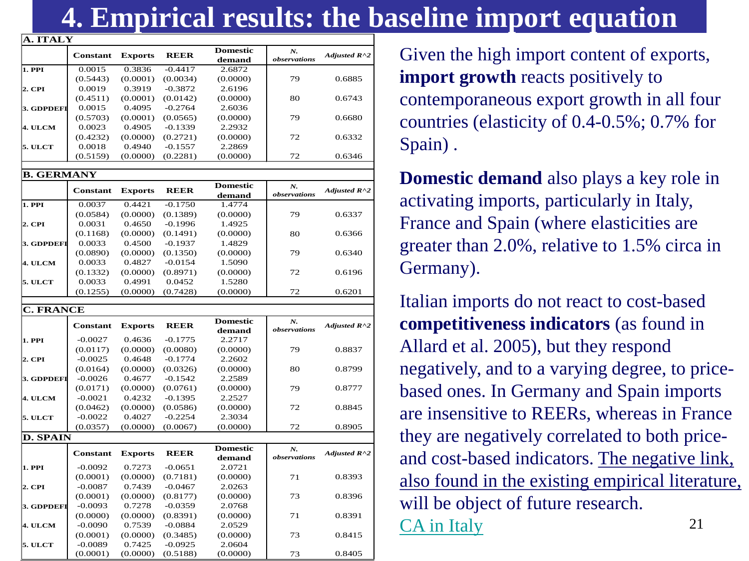# 4. Empirical results: the baseline import equation

| A. ITALY | Constant | Exports | REER | Domestic demand | N. observations | Adjusted R^2 |
|---|---|---|---|---|---|---|
| 1. PPI | 0.0015 | 0.3836 | -0.4417 | 2.6872 | | |
| | (0.5443) | (0.0001) | (0.0034) | (0.0000) | 79 | 0.6885 |
| 2. CPI | 0.0019 | 0.3919 | -0.3872 | 2.6196 | | |
| | (0.4511) | (0.0001) | (0.0142) | (0.0000) | 80 | 0.6743 |
| 3. GDPDEFL | 0.0015 | 0.4095 | -0.2764 | 2.6036 | | |
| | (0.5703) | (0.0001) | (0.0565) | (0.0000) | 79 | 0.6680 |
| 4. ULCM | 0.0023 | 0.4905 | -0.1339 | 2.2932 | | |
| | (0.4232) | (0.0000) | (0.2721) | (0.0000) | 72 | 0.6332 |
| 5. ULCT | 0.0018 | 0.4940 | -0.1557 | 2.2869 | | |
| | (0.5159) | (0.0000) | (0.2281) | (0.0000) | 72 | 0.6346 |

| B. GERMANY | Constant | Exports | REER | Domestic demand | N. observations | Adjusted R^2 |
|---|---|---|---|---|---|---|
| 1. PPI | 0.0037 | 0.4421 | -0.1750 | 1.4774 | | |
| | (0.0584) | (0.0000) | (0.1389) | (0.0000) | 79 | 0.6337 |
| 2. CPI | 0.0031 | 0.4650 | -0.1996 | 1.4925 | | |
| | (0.1168) | (0.0000) | (0.1491) | (0.0000) | 80 | 0.6366 |
| 3. GDPDEFL | 0.0033 | 0.4500 | -0.1937 | 1.4829 | | |
| | (0.0890) | (0.0000) | (0.1350) | (0.0000) | 79 | 0.6340 |
| 4. ULCM | 0.0033 | 0.4827 | -0.0154 | 1.5090 | | |
| | (0.1332) | (0.0000) | (0.8971) | (0.0000) | 72 | 0.6196 |
| 5. ULCT | 0.0033 | 0.4991 | 0.0452 | 1.5280 | | |
| | (0.1255) | (0.0000) | (0.7428) | (0.0000) | 72 | 0.6201 |

| C. FRANCE | Constant | Exports | REER | Domestic demand | N. observations | Adjusted R^2 |
|---|---|---|---|---|---|---|
| 1. PPI | -0.0027 | 0.4636 | -0.1775 | 2.2717 | | |
| | (0.0117) | (0.0000) | (0.0080) | (0.0000) | 79 | 0.8837 |
| 2. CPI | -0.0025 | 0.4648 | -0.1774 | 2.2602 | | |
| | (0.0164) | (0.0000) | (0.0326) | (0.0000) | 80 | 0.8799 |
| 3. GDPDEFL | -0.0026 | 0.4677 | -0.1542 | 2.2589 | | |
| | (0.0171) | (0.0000) | (0.0761) | (0.0000) | 79 | 0.8777 |
| 4. ULCM | -0.0021 | 0.4232 | -0.1395 | 2.2527 | | |
| | (0.0462) | (0.0000) | (0.0586) | (0.0000) | 72 | 0.8845 |
| 5. ULCT | -0.0022 | 0.4027 | -0.2254 | 2.3034 | | |
| | (0.0357) | (0.0000) | (0.0067) | (0.0000) | 72 | 0.8905 |

| D. SPAIN | Constant | Exports | REER | Domestic demand | N. observations | Adjusted R^2 |
|---|---|---|---|---|---|---|
| 1. PPI | -0.0092 | 0.7273 | -0.0651 | 2.0721 | | |
| | (0.0001) | (0.0000) | (0.7181) | (0.0000) | 71 | 0.8393 |
| 2. CPI | -0.0087 | 0.7439 | -0.0467 | 2.0263 | | |
| | (0.0001) | (0.0000) | (0.8177) | (0.0000) | 73 | 0.8396 |
| 3. GDPDEFL | -0.0093 | 0.7278 | -0.0359 | 2.0768 | | |
| | (0.0000) | (0.0000) | (0.8391) | (0.0000) | 71 | 0.8391 |
| 4. ULCM | -0.0090 | 0.7539 | -0.0884 | 2.0529 | | |
| | (0.0001) | (0.0000) | (0.3485) | (0.0000) | 73 | 0.8415 |
| 5. ULCT | -0.0089 | 0.7425 | -0.0925 | 2.0604 | | |
| | (0.0001) | (0.0000) | (0.5188) | (0.0000) | 73 | 0.8405 |

Given the high import content of exports, **import growth** reacts positively to contemporaneous export growth in all four countries (elasticity of 0.4-0.5%; 0.7% for Spain) .

**Domestic demand** also plays a key role in activating imports, particularly in Italy, France and Spain (where elasticities are greater than 2.0%, relative to 1.5% circa in Germany).

Italian imports do not react to cost-based **competitiveness indicators** (as found in Allard et al. 2005), but they respond negatively, and to a varying degree, to price-based ones. In Germany and Spain imports are insensitive to REERs, whereas in France they are negatively correlated to both price- and cost-based indicators. The negative link, also found in the existing empirical literature, will be object of future research.

CA in Italy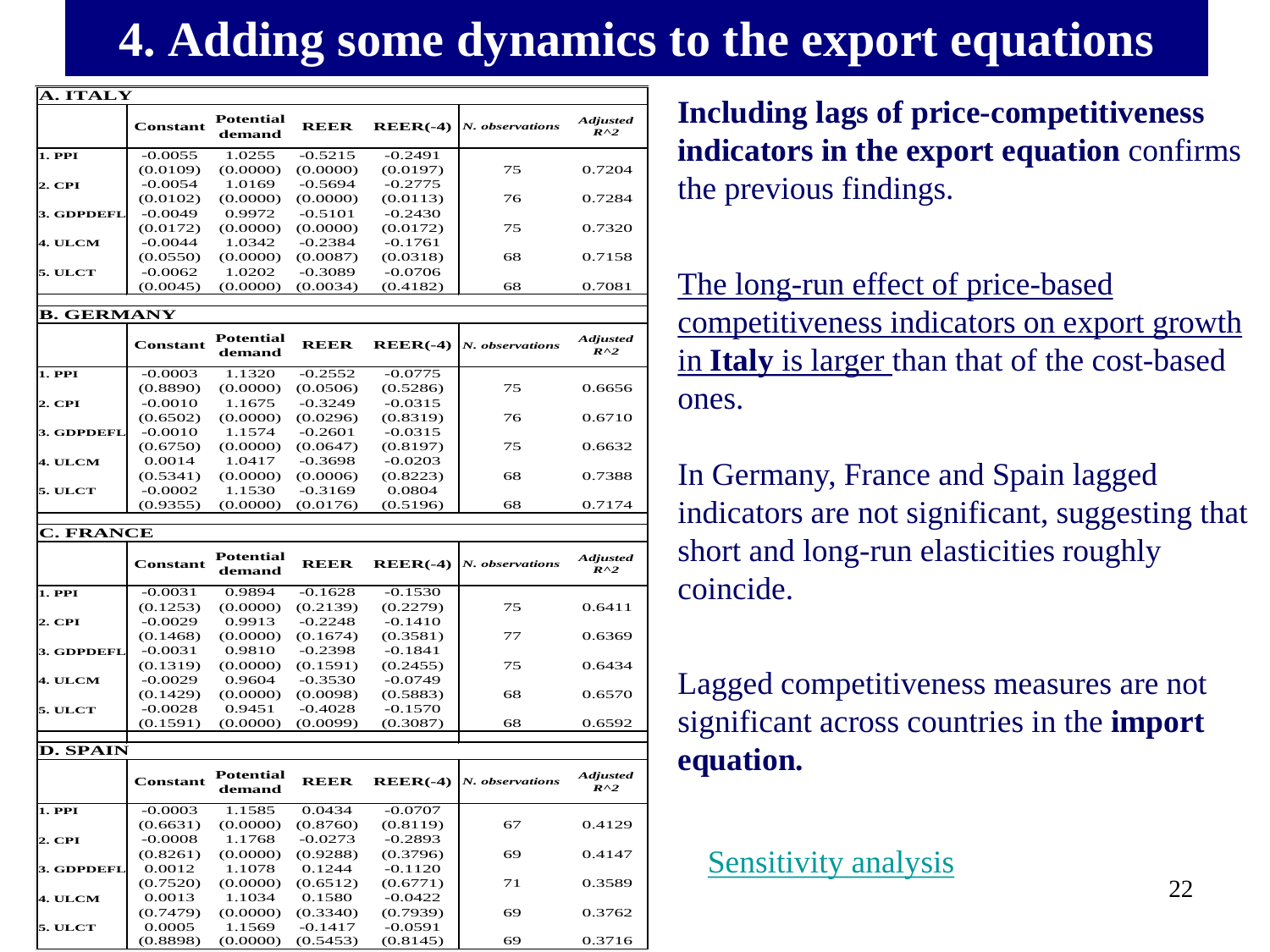# 4. Adding some dynamics to the export equations

**A. ITALY**

| | Constant | Potential demand | REER | REER(-4) | N. observations | Adjusted R^2 |
|---|---|---|---|---|---|---|
| 1. PPI | -0.0055 | 1.0255 | -0.5215 | -0.2491 | | |
| | (0.0109) | (0.0000) | (0.0000) | (0.0197) | 75 | 0.7204 |
| 2. CPI | -0.0054 | 1.0169 | -0.5694 | -0.2775 | | |
| | (0.0102) | (0.0000) | (0.0000) | (0.0113) | 76 | 0.7284 |
| 3. GDPDEFL | -0.0049 | 0.9972 | -0.5101 | -0.2430 | | |
| | (0.0172) | (0.0000) | (0.0000) | (0.0172) | 75 | 0.7320 |
| 4. ULCM | -0.0044 | 1.0342 | -0.2384 | -0.1761 | | |
| | (0.0550) | (0.0000) | (0.0087) | (0.0318) | 68 | 0.7158 |
| 5. ULCT | -0.0062 | 1.0202 | -0.3089 | -0.0706 | | |
| | (0.0045) | (0.0000) | (0.0034) | (0.4182) | 68 | 0.7081 |

**B. GERMANY**

| | Constant | Potential demand | REER | REER(-4) | N. observations | Adjusted R^2 |
|---|---|---|---|---|---|---|
| 1. PPI | -0.0003 | 1.1320 | -0.2552 | -0.0775 | | |
| | (0.8890) | (0.0000) | (0.0506) | (0.5286) | 75 | 0.6656 |
| 2. CPI | -0.0010 | 1.1675 | -0.3249 | -0.0315 | | |
| | (0.6502) | (0.0000) | (0.0296) | (0.8319) | 76 | 0.6710 |
| 3. GDPDEFL | -0.0010 | 1.1574 | -0.2601 | -0.0315 | | |
| | (0.6750) | (0.0000) | (0.0647) | (0.8197) | 75 | 0.6632 |
| 4. ULCM | 0.0014 | 1.0417 | -0.3698 | -0.0203 | | |
| | (0.5341) | (0.0000) | (0.0006) | (0.8223) | 68 | 0.7388 |
| 5. ULCT | -0.0002 | 1.1530 | -0.3169 | 0.0804 | | |
| | (0.9355) | (0.0000) | (0.0176) | (0.5196) | 68 | 0.7174 |

**C. FRANCE**

| | Constant | Potential demand | REER | REER(-4) | N. observations | Adjusted R^2 |
|---|---|---|---|---|---|---|
| 1. PPI | -0.0031 | 0.9894 | -0.1628 | -0.1530 | | |
| | (0.1253) | (0.0000) | (0.2139) | (0.2279) | 75 | 0.6411 |
| 2. CPI | -0.0029 | 0.9913 | -0.2248 | -0.1410 | | |
| | (0.1468) | (0.0000) | (0.1674) | (0.3581) | 77 | 0.6369 |
| 3. GDPDEFL | -0.0031 | 0.9810 | -0.2398 | -0.1841 | | |
| | (0.1319) | (0.0000) | (0.1591) | (0.2455) | 75 | 0.6434 |
| 4. ULCM | -0.0029 | 0.9604 | -0.3530 | -0.0749 | | |
| | (0.1429) | (0.0000) | (0.0098) | (0.5883) | 68 | 0.6570 |
| 5. ULCT | -0.0028 | 0.9451 | -0.4028 | -0.1570 | | |
| | (0.1591) | (0.0000) | (0.0099) | (0.3087) | 68 | 0.6592 |

**D. SPAIN**

| | Constant | Potential demand | REER | REER(-4) | N. observations | Adjusted R^2 |
|---|---|---|---|---|---|---|
| 1. PPI | -0.0003 | 1.1585 | 0.0434 | -0.0707 | | |
| | (0.6631) | (0.0000) | (0.8760) | (0.8119) | 67 | 0.4129 |
| 2. CPI | -0.0008 | 1.1768 | -0.0273 | -0.2893 | | |
| | (0.8261) | (0.0000) | (0.9288) | (0.3796) | 69 | 0.4147 |
| 3. GDPDEFL | 0.0012 | 1.1078 | 0.1244 | -0.1120 | | |
| | (0.7520) | (0.0000) | (0.6512) | (0.6771) | 71 | 0.3589 |
| 4. ULCM | 0.0013 | 1.1034 | 0.1580 | -0.0422 | | |
| | (0.7479) | (0.0000) | (0.3340) | (0.7939) | 69 | 0.3762 |
| 5. ULCT | 0.0005 | 1.1569 | -0.1417 | -0.0591 | | |
| | (0.8898) | (0.0000) | (0.5453) | (0.8145) | 69 | 0.3716 |

**Including lags of price-competitiveness indicators in the export equation** confirms the previous findings.

The long-run effect of price-based competitiveness indicators on export growth in **Italy** is larger than that of the cost-based ones.

In Germany, France and Spain lagged indicators are not significant, suggesting that short and long-run elasticities roughly coincide.

Lagged competitiveness measures are not significant across countries in the **import equation.**

Sensitivity analysis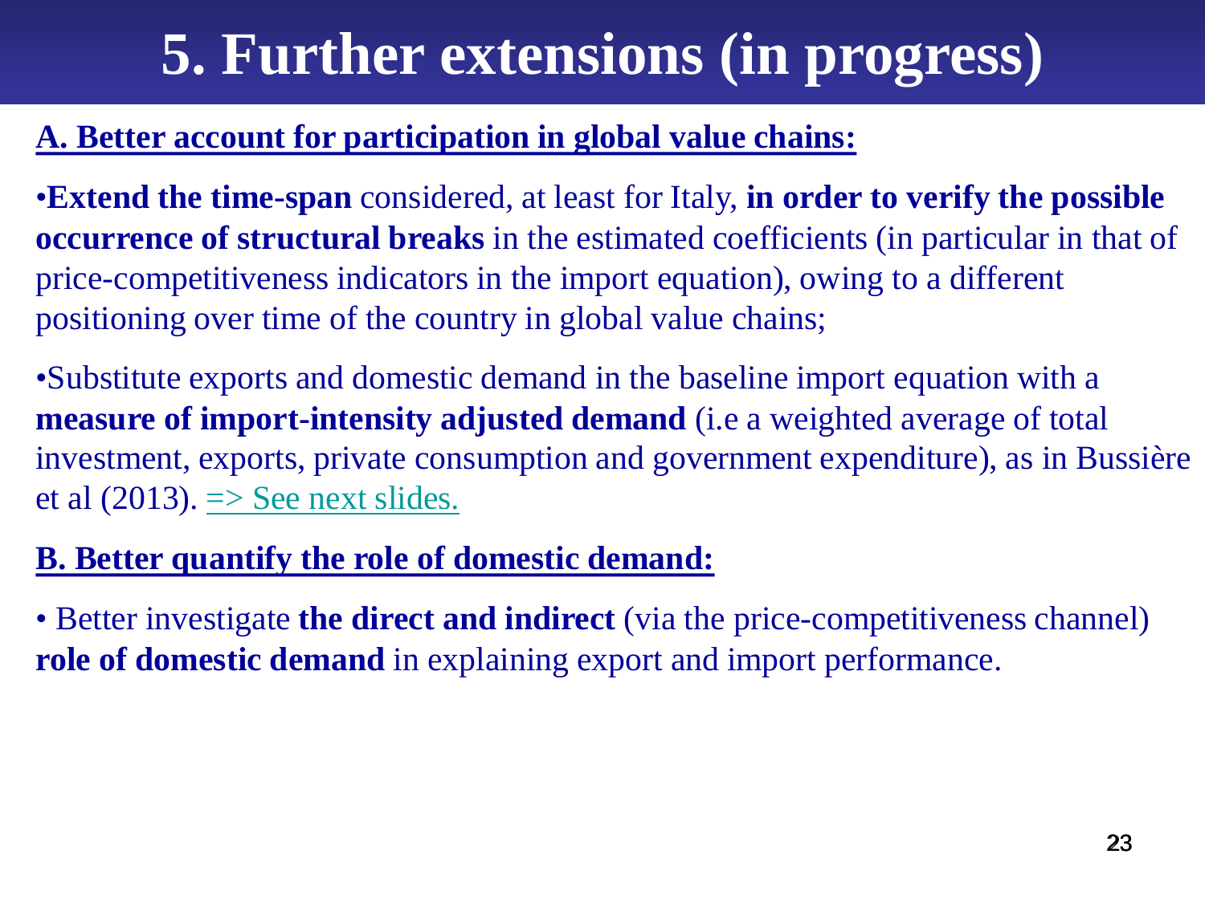# 5. Further extensions (in progress)

**A. Better account for participation in global value chains:**

- **Extend the time-span** considered, at least for Italy, **in order to verify the possible occurrence of structural breaks** in the estimated coefficients (in particular in that of price-competitiveness indicators in the import equation), owing to a different positioning over time of the country in global value chains;

- Substitute exports and domestic demand in the baseline import equation with a **measure of import-intensity adjusted demand** (i.e a weighted average of total investment, exports, private consumption and government expenditure), as in Bussière et al (2013). => See next slides.

**B. Better quantify the role of domestic demand:**

- Better investigate **the direct and indirect** (via the price-competitiveness channel) **role of domestic demand** in explaining export and import performance.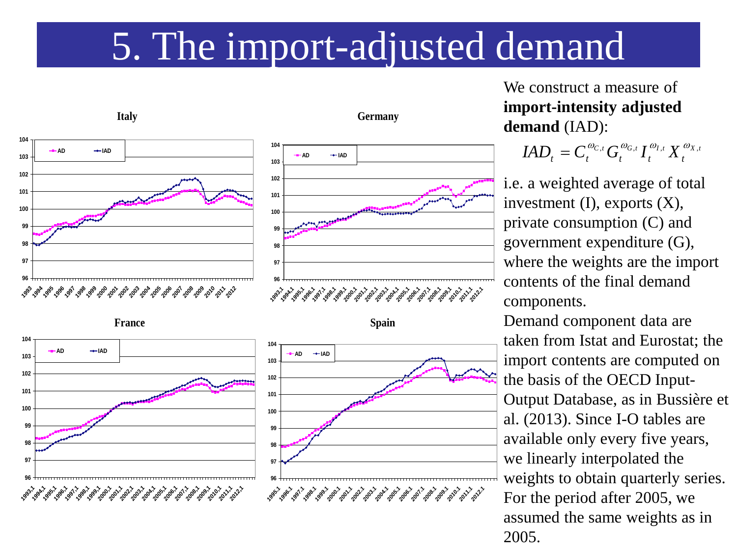# 5. The import-adjusted demand

We construct a measure of **import-intensity adjusted demand** (IAD):

$$IAD_t = C_t^{\omega_{C,t}} G_t^{\omega_{G,t}} I_t^{\omega_{I,t}} X_t^{\omega_{X,t}}$$

i.e. a weighted average of total investment (I), exports (X), private consumption (C) and government expenditure (G), where the weights are the import contents of the final demand components.

Demand component data are taken from Istat and Eurostat; the import contents are computed on the basis of the OECD Input-Output Database, as in Bussière et al. (2013). Since I-O tables are available only every five years, we linearly interpolated the weights to obtain quarterly series. For the period after 2005, we assumed the same weights as in 2005.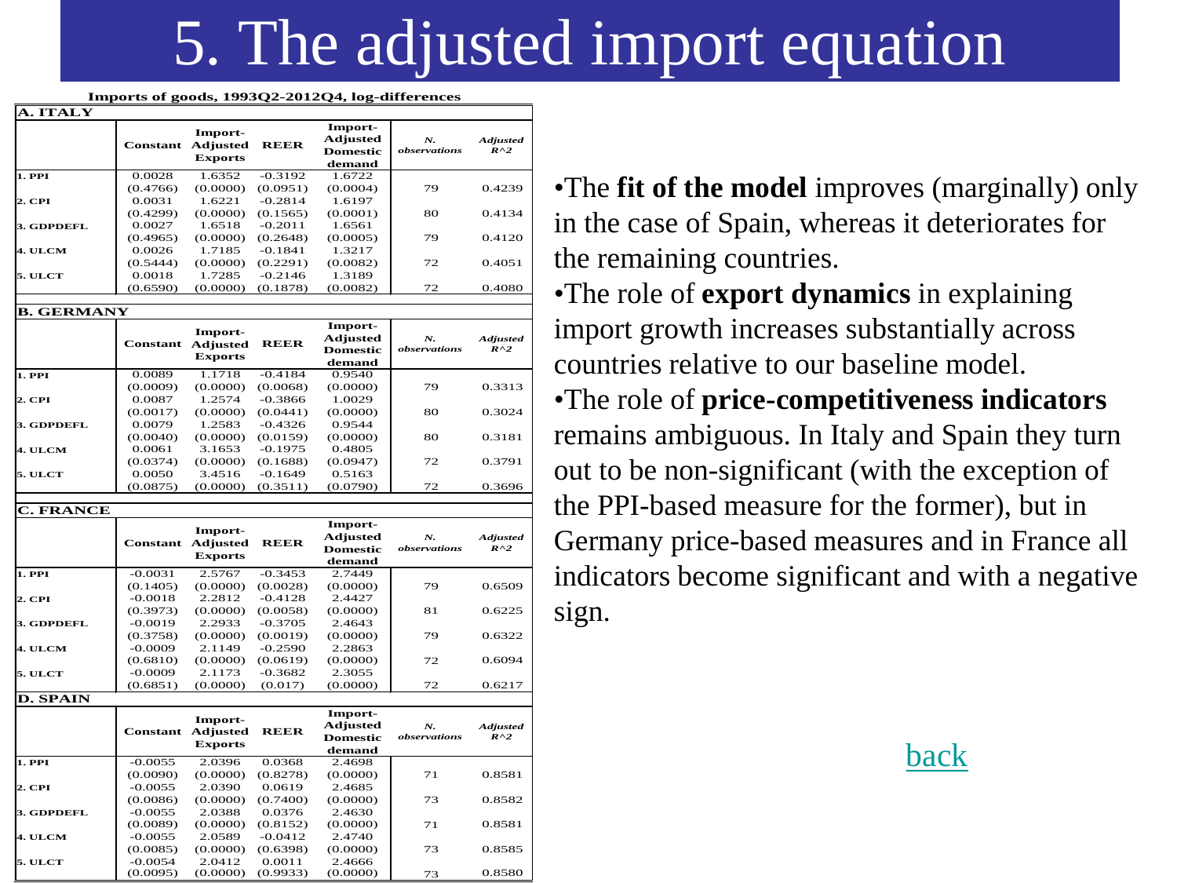# 5. The adjusted import equation

**Imports of goods, 1993Q2-2012Q4, log-differences**

**A. ITALY**

| | Constant | Import-Adjusted Exports | REER | Import-Adjusted Domestic demand | *N. observations* | *Adjusted R^2* |
|---|---|---|---|---|---|---|
| **1. PPI** | 0.0028 | 1.6352 | -0.3192 | 1.6722 | | |
| | (0.4766) | (0.0000) | (0.0951) | (0.0004) | 79 | 0.4239 |
| **2. CPI** | 0.0031 | 1.6221 | -0.2814 | 1.6197 | | |
| | (0.4299) | (0.0000) | (0.1565) | (0.0001) | 80 | 0.4134 |
| **3. GDPDEFL** | 0.0027 | 1.6518 | -0.2011 | 1.6561 | | |
| | (0.4965) | (0.0000) | (0.2648) | (0.0005) | 79 | 0.4120 |
| **4. ULCM** | 0.0026 | 1.7185 | -0.1841 | 1.3217 | | |
| | (0.5444) | (0.0000) | (0.2291) | (0.0082) | 72 | 0.4051 |
| **5. ULCT** | 0.0018 | 1.7285 | -0.2146 | 1.3189 | | |
| | (0.6590) | (0.0000) | (0.1878) | (0.0082) | 72 | 0.4080 |

**B. GERMANY**

| | Constant | Import-Adjusted Exports | REER | Import-Adjusted Domestic demand | *N. observations* | *Adjusted R^2* |
|---|---|---|---|---|---|---|
| **1. PPI** | 0.0089 | 1.1718 | -0.4184 | 0.9540 | | |
| | (0.0009) | (0.0000) | (0.0068) | (0.0000) | 79 | 0.3313 |
| **2. CPI** | 0.0087 | 1.2574 | -0.3866 | 1.0029 | | |
| | (0.0017) | (0.0000) | (0.0441) | (0.0000) | 80 | 0.3024 |
| **3. GDPDEFL** | 0.0079 | 1.2583 | -0.4326 | 0.9544 | | |
| | (0.0040) | (0.0000) | (0.0159) | (0.0000) | 80 | 0.3181 |
| **4. ULCM** | 0.0061 | 3.1653 | -0.1975 | 0.4805 | | |
| | (0.0374) | (0.0000) | (0.1688) | (0.0947) | 72 | 0.3791 |
| **5. ULCT** | 0.0050 | 3.4516 | -0.1649 | 0.5163 | | |
| | (0.0875) | (0.0000) | (0.3511) | (0.0790) | 72 | 0.3696 |

**C. FRANCE**

| | Constant | Import-Adjusted Exports | REER | Import-Adjusted Domestic demand | *N. observations* | *Adjusted R^2* |
|---|---|---|---|---|---|---|
| **1. PPI** | -0.0031 | 2.5767 | -0.3453 | 2.7449 | | |
| | (0.1405) | (0.0000) | (0.0028) | (0.0000) | 79 | 0.6509 |
| **2. CPI** | -0.0018 | 2.2812 | -0.4128 | 2.4427 | | |
| | (0.3973) | (0.0000) | (0.0058) | (0.0000) | 81 | 0.6225 |
| **3. GDPDEFL** | -0.0019 | 2.2933 | -0.3705 | 2.4643 | | |
| | (0.3758) | (0.0000) | (0.0019) | (0.0000) | 79 | 0.6322 |
| **4. ULCM** | -0.0009 | 2.1149 | -0.2590 | 2.2863 | | |
| | (0.6810) | (0.0000) | (0.0619) | (0.0000) | 72 | 0.6094 |
| **5. ULCT** | -0.0009 | 2.1173 | -0.3682 | 2.3055 | | |
| | (0.6851) | (0.0000) | (0.017) | (0.0000) | 72 | 0.6217 |

**D. SPAIN**

| | Constant | Import-Adjusted Exports | REER | Import-Adjusted Domestic demand | *N. observations* | *Adjusted R^2* |
|---|---|---|---|---|---|---|
| **1. PPI** | -0.0055 | 2.0396 | 0.0368 | 2.4698 | | |
| | (0.0090) | (0.0000) | (0.8278) | (0.0000) | 71 | 0.8581 |
| **2. CPI** | -0.0055 | 2.0390 | 0.0619 | 2.4685 | | |
| | (0.0086) | (0.0000) | (0.7400) | (0.0000) | 73 | 0.8582 |
| **3. GDPDEFL** | -0.0055 | 2.0388 | 0.0376 | 2.4630 | | |
| | (0.0089) | (0.0000) | (0.8152) | (0.0000) | 71 | 0.8581 |
| **4. ULCM** | -0.0055 | 2.0589 | -0.0412 | 2.4740 | | |
| | (0.0085) | (0.0000) | (0.6398) | (0.0000) | 73 | 0.8585 |
| **5. ULCT** | -0.0054 | 2.0412 | 0.0011 | 2.4666 | | |
| | (0.0095) | (0.0000) | (0.9933) | (0.0000) | 73 | 0.8580 |

- The **fit of the model** improves (marginally) only in the case of Spain, whereas it deteriorates for the remaining countries.
- The role of **export dynamics** in explaining import growth increases substantially across countries relative to our baseline model.
- The role of **price-competitiveness indicators** remains ambiguous. In Italy and Spain they turn out to be non-significant (with the exception of the PPI-based measure for the former), but in Germany price-based measures and in France all indicators become significant and with a negative sign.

back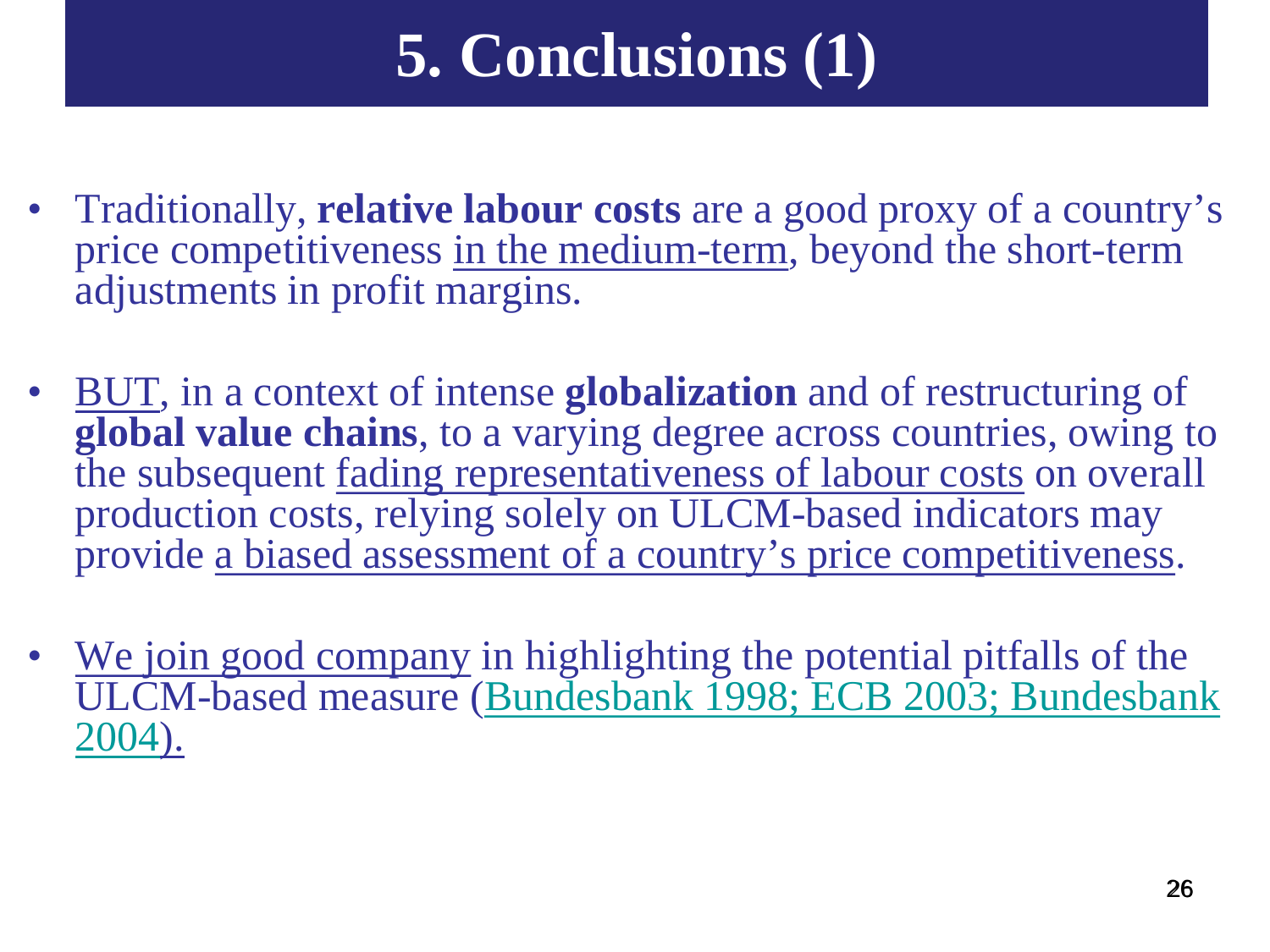# 5. Conclusions (1)

- Traditionally, **relative labour costs** are a good proxy of a country's price competitiveness in the medium-term, beyond the short-term adjustments in profit margins.

- BUT, in a context of intense **globalization** and of restructuring of **global value chains**, to a varying degree across countries, owing to the subsequent fading representativeness of labour costs on overall production costs, relying solely on ULCM-based indicators may provide a biased assessment of a country's price competitiveness.

- We join good company in highlighting the potential pitfalls of the ULCM-based measure (Bundesbank 1998; ECB 2003; Bundesbank 2004).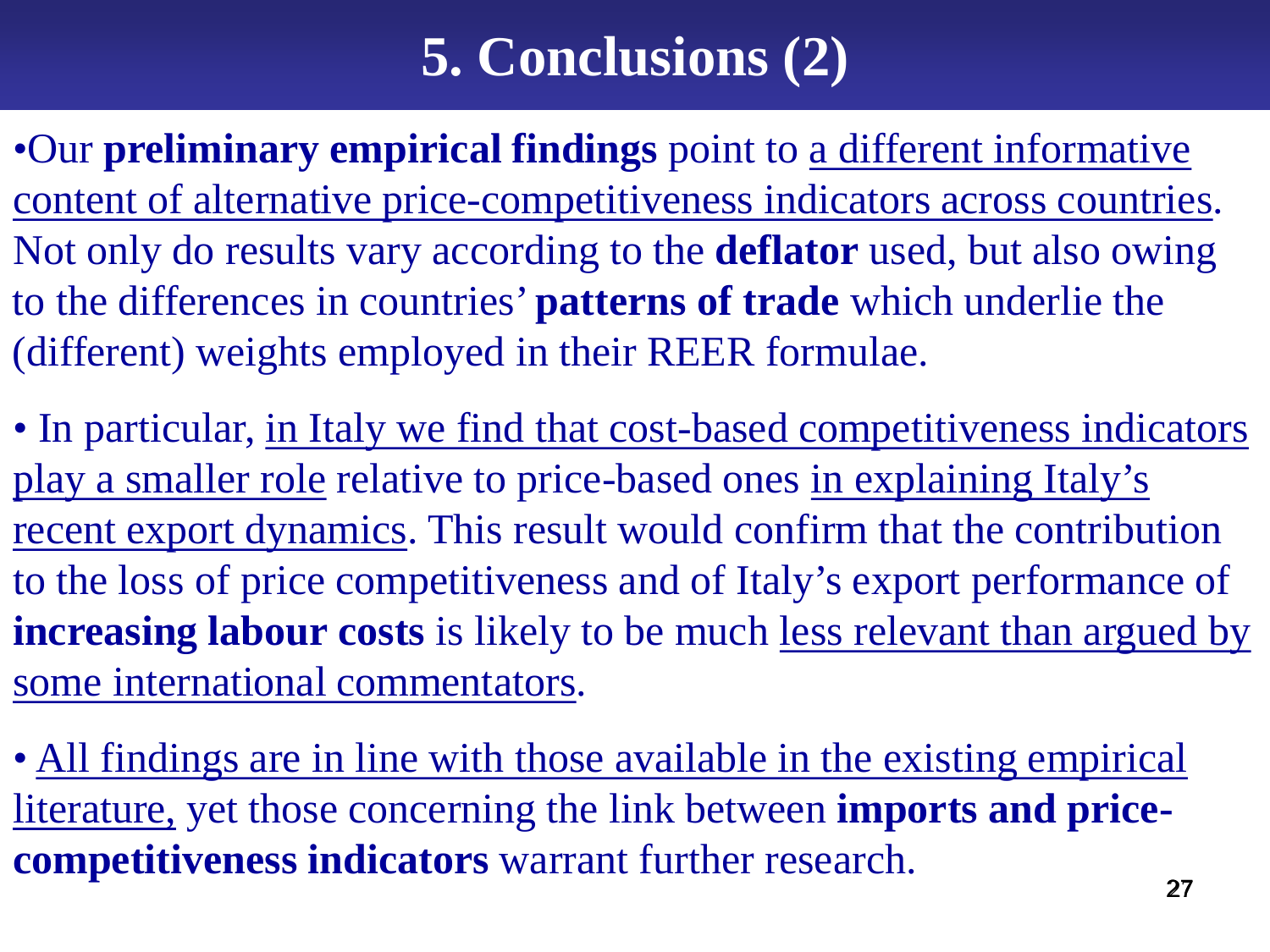# 5. Conclusions (2)

- Our **preliminary empirical findings** point to a different informative content of alternative price-competitiveness indicators across countries. Not only do results vary according to the **deflator** used, but also owing to the differences in countries' **patterns of trade** which underlie the (different) weights employed in their REER formulae.

- In particular, in Italy we find that cost-based competitiveness indicators play a smaller role relative to price-based ones in explaining Italy's recent export dynamics. This result would confirm that the contribution to the loss of price competitiveness and of Italy's export performance of **increasing labour costs** is likely to be much less relevant than argued by some international commentators.

- All findings are in line with those available in the existing empirical literature, yet those concerning the link between **imports and price-competitiveness indicators** warrant further research.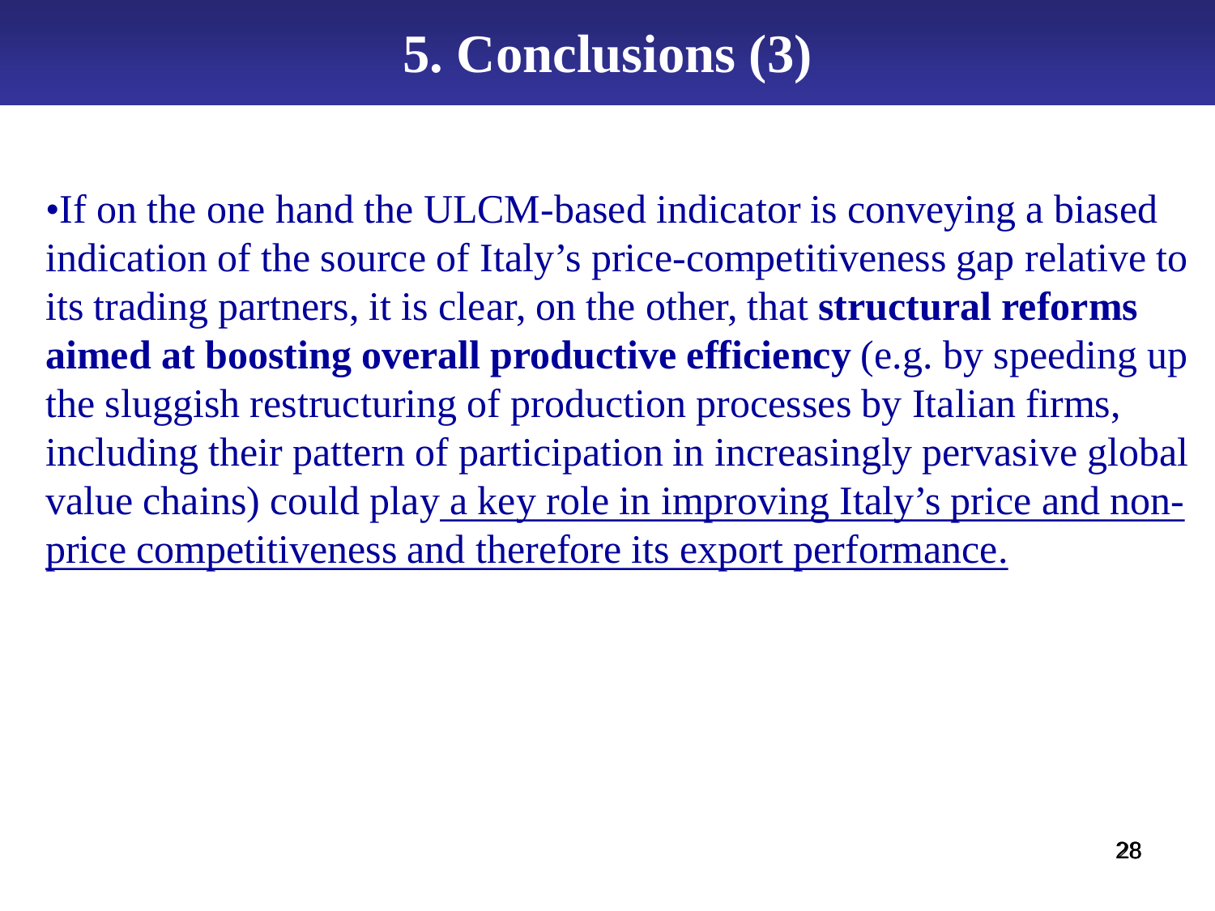# 5. Conclusions (3)

- If on the one hand the ULCM-based indicator is conveying a biased indication of the source of Italy's price-competitiveness gap relative to its trading partners, it is clear, on the other, that **structural reforms aimed at boosting overall productive efficiency** (e.g. by speeding up the sluggish restructuring of production processes by Italian firms, including their pattern of participation in increasingly pervasive global value chains) could play <u>a key role in improving Italy's price and non-price competitiveness and therefore its export performance.</u>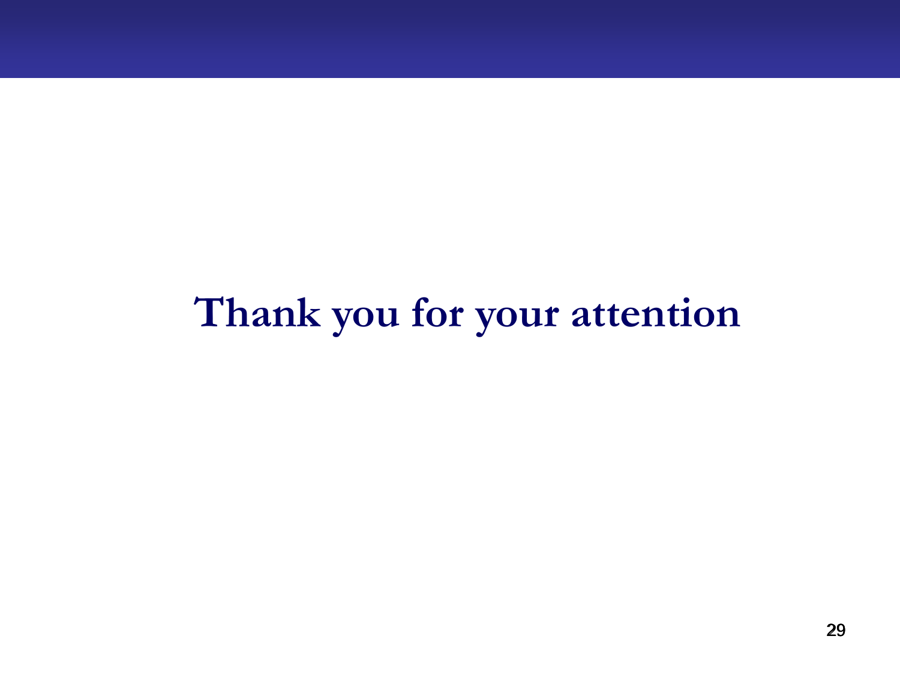**Thank you for your attention**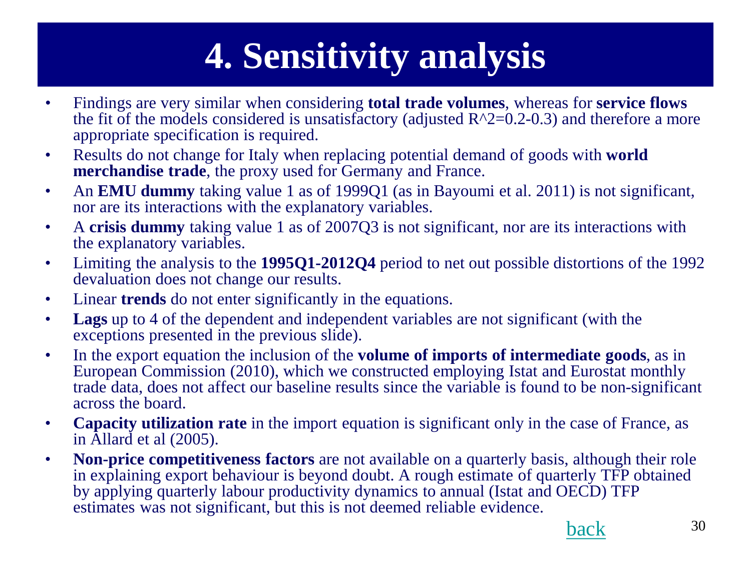# 4. Sensitivity analysis

- Findings are very similar when considering **total trade volumes**, whereas for **service flows** the fit of the models considered is unsatisfactory (adjusted $R^2$=0.2-0.3) and therefore a more appropriate specification is required.
- Results do not change for Italy when replacing potential demand of goods with **world merchandise trade**, the proxy used for Germany and France.
- An **EMU dummy** taking value 1 as of 1999Q1 (as in Bayoumi et al. 2011) is not significant, nor are its interactions with the explanatory variables.
- A **crisis dummy** taking value 1 as of 2007Q3 is not significant, nor are its interactions with the explanatory variables.
- Limiting the analysis to the **1995Q1-2012Q4** period to net out possible distortions of the 1992 devaluation does not change our results.
- Linear **trends** do not enter significantly in the equations.
- **Lags** up to 4 of the dependent and independent variables are not significant (with the exceptions presented in the previous slide).
- In the export equation the inclusion of the **volume of imports of intermediate goods**, as in European Commission (2010), which we constructed employing Istat and Eurostat monthly trade data, does not affect our baseline results since the variable is found to be non-significant across the board.
- **Capacity utilization rate** in the import equation is significant only in the case of France, as in Allard et al (2005).
- **Non-price competitiveness factors** are not available on a quarterly basis, although their role in explaining export behaviour is beyond doubt. A rough estimate of quarterly TFP obtained by applying quarterly labour productivity dynamics to annual (Istat and OECD) TFP estimates was not significant, but this is not deemed reliable evidence.

back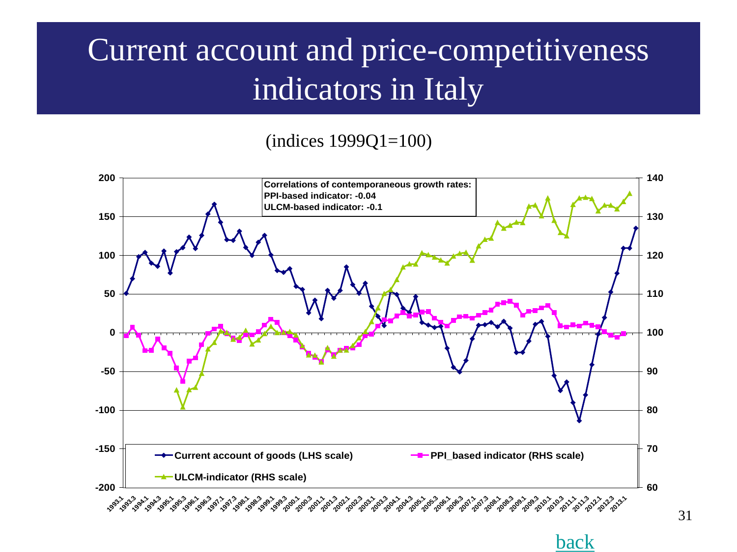# Current account and price-competitiveness indicators in Italy

(indices 1999Q1=100)

Correlations of contemporaneous growth rates:
PPI-based indicator: -0.04
ULCM-based indicator: -0.1

- Current account of goods (LHS scale)
- PPI_based indicator (RHS scale)
- ULCM-indicator (RHS scale)

back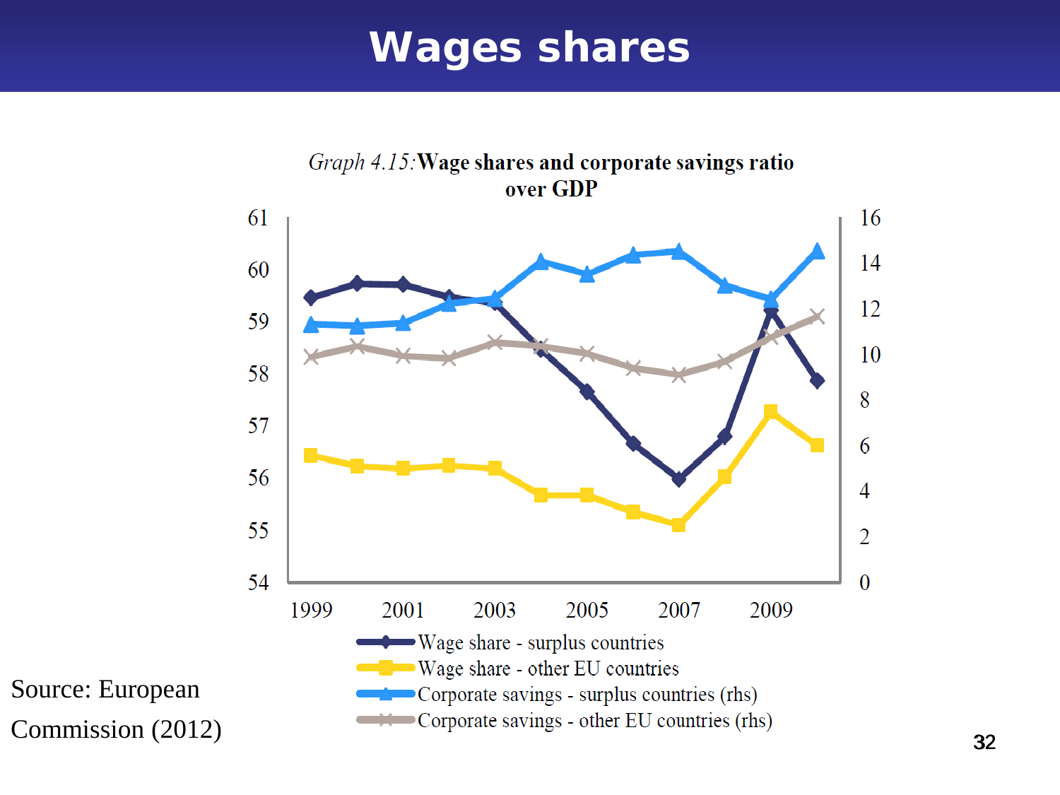# Wages shares

*Graph 4.15:* **Wage shares and corporate savings ratio over GDP**

Legend:
- Wage share - surplus countries
- Wage share - other EU countries
- Corporate savings - surplus countries (rhs)
- Corporate savings - other EU countries (rhs)

Source: European Commission (2012)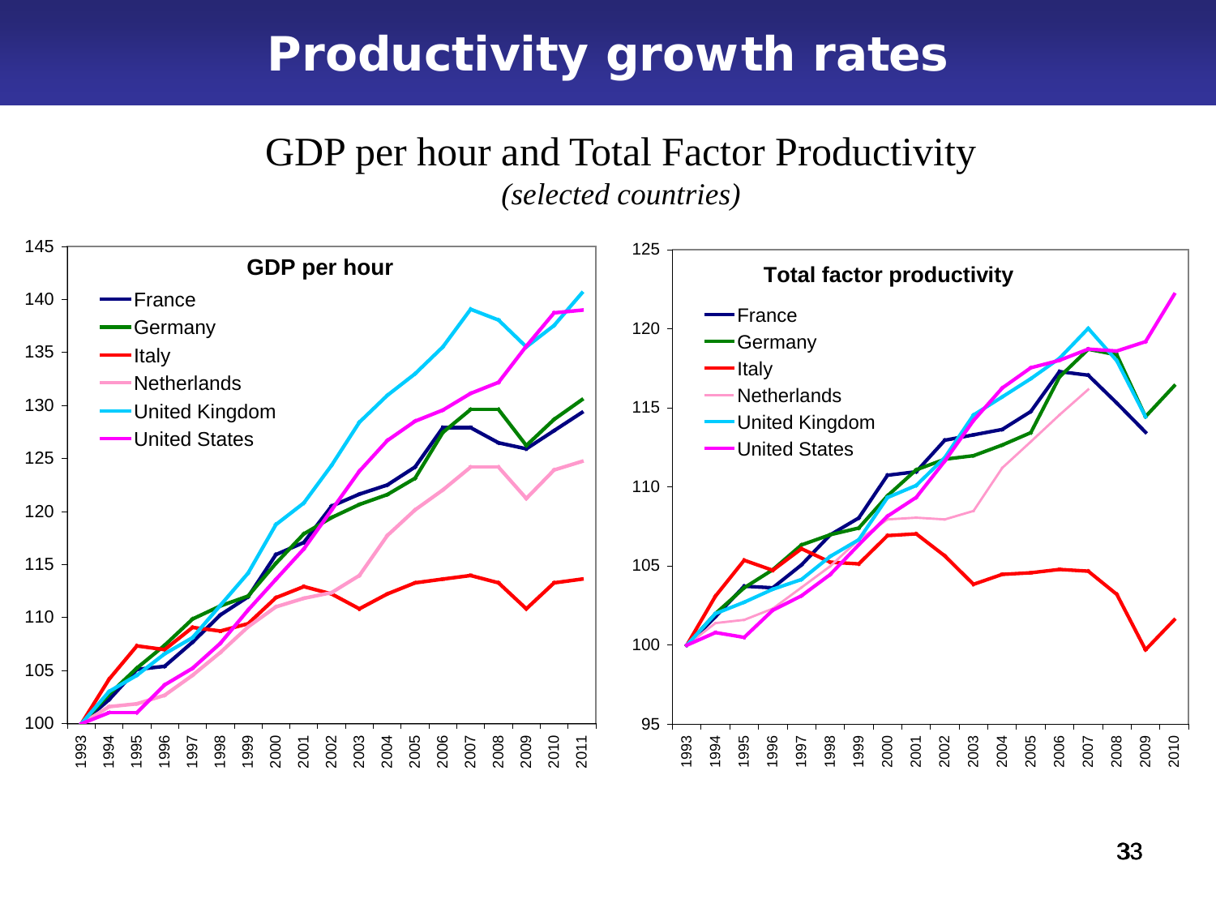# Productivity growth rates

## GDP per hour and Total Factor Productivity

*(selected countries)*

**GDP per hour**

- France
- Germany
- Italy
- Netherlands
- United Kingdom
- United States

**Total factor productivity**

- France
- Germany
- Italy
- Netherlands
- United Kingdom
- United States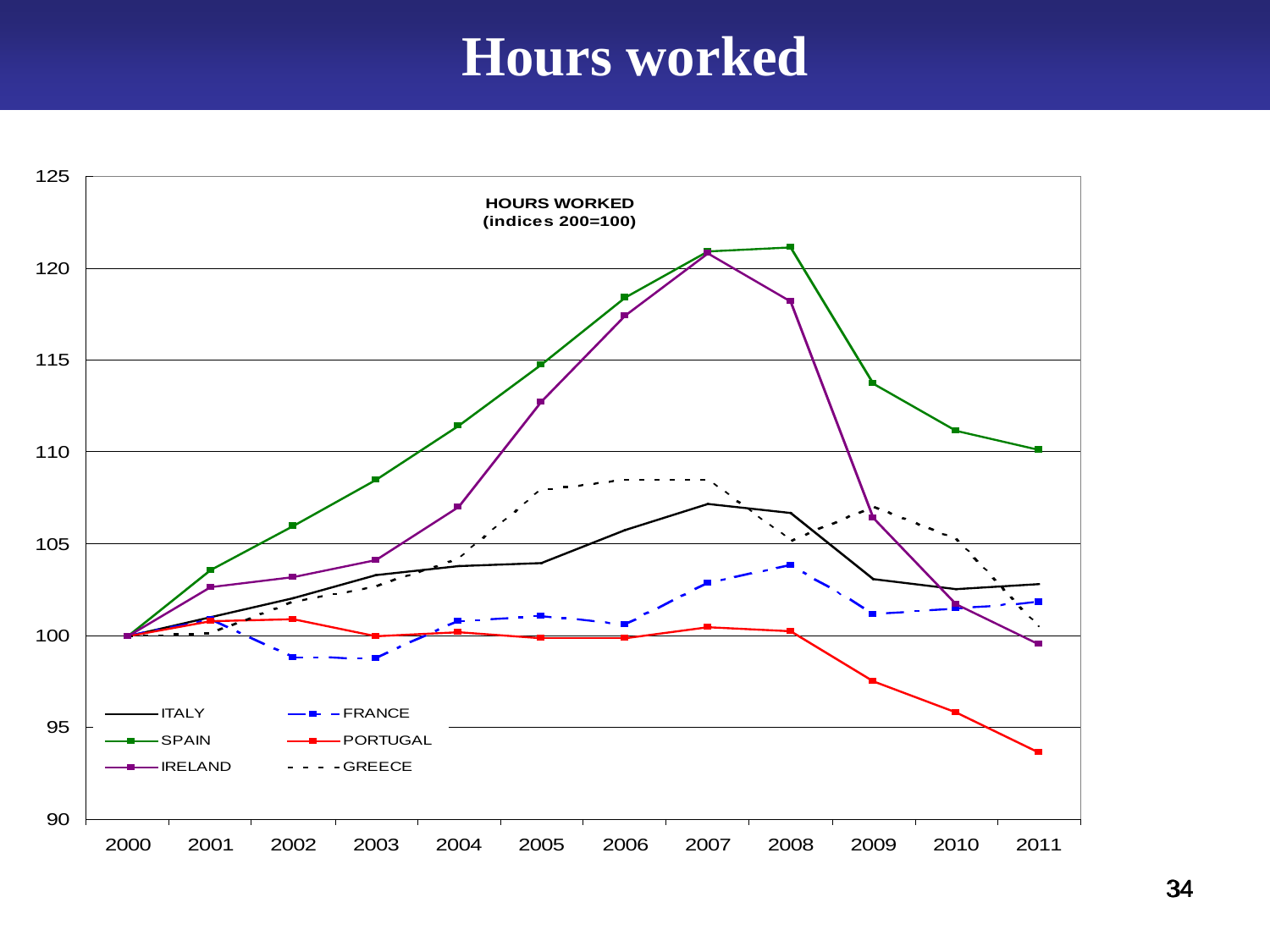# Hours worked

HOURS WORKED
(indices 200=100)

| | 2000 | 2001 | 2002 | 2003 | 2004 | 2005 | 2006 | 2007 | 2008 | 2009 | 2010 | 2011 |
|---|---|---|---|---|---|---|---|---|---|---|---|---|
| ITALY | 100.0 | 101.0 | 102.1 | 103.3 | 103.8 | 104.0 | 105.7 | 107.2 | 106.7 | 103.1 | 102.6 | 102.8 |
| FRANCE | 100.0 | 100.9 | 98.8 | 98.8 | 100.8 | 101.1 | 100.6 | 102.9 | 103.9 | 101.2 | 101.5 | 101.9 |
| SPAIN | 100.0 | 103.6 | 106.0 | 108.5 | 111.4 | 114.8 | 118.4 | 121.0 | 121.2 | 113.7 | 111.2 | 110.1 |
| PORTUGAL | 100.0 | 100.8 | 100.9 | 100.0 | 100.2 | 99.9 | 99.9 | 100.5 | 100.3 | 97.5 | 95.8 | 93.7 |
| IRELAND | 100.0 | 102.7 | 103.2 | 104.1 | 107.0 | 112.8 | 117.4 | 120.9 | 118.2 | 106.4 | 101.7 | 99.6 |
| GREECE | 100.0 | 100.2 | 101.9 | 102.7 | 104.1 | 107.9 | 108.5 | 108.5 | 105.2 | 107.0 | 105.3 | 100.5 |

*Values approximated from chart.*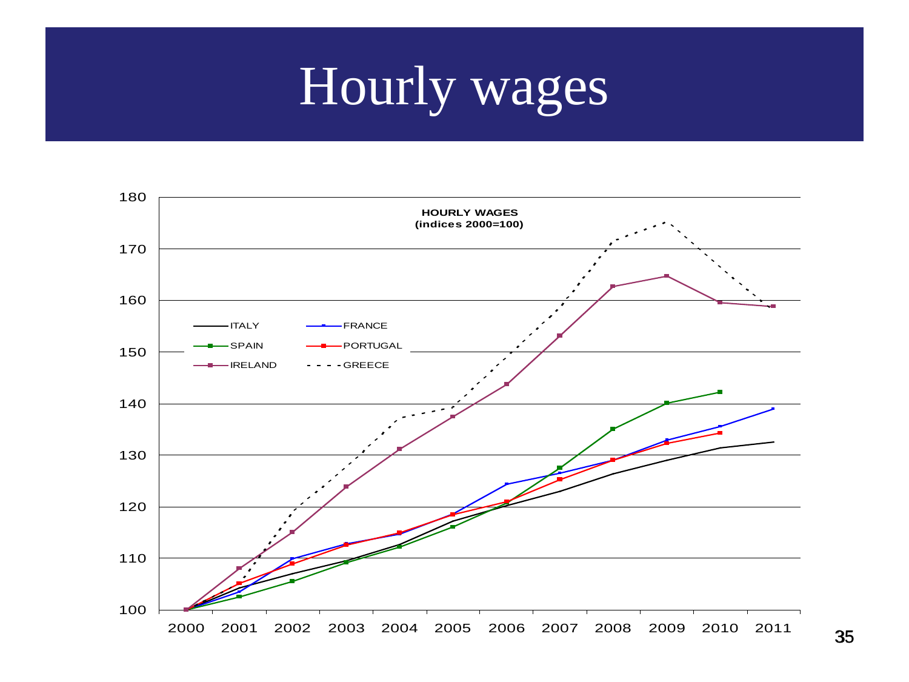# Hourly wages

HOURLY WAGES
(indices 2000=100)

ITALY
FRANCE
SPAIN
PORTUGAL
IRELAND
GREECE

180
170
160
150
140
130
120
110
100

2000 2001 2002 2003 2004 2005 2006 2007 2008 2009 2010 2011